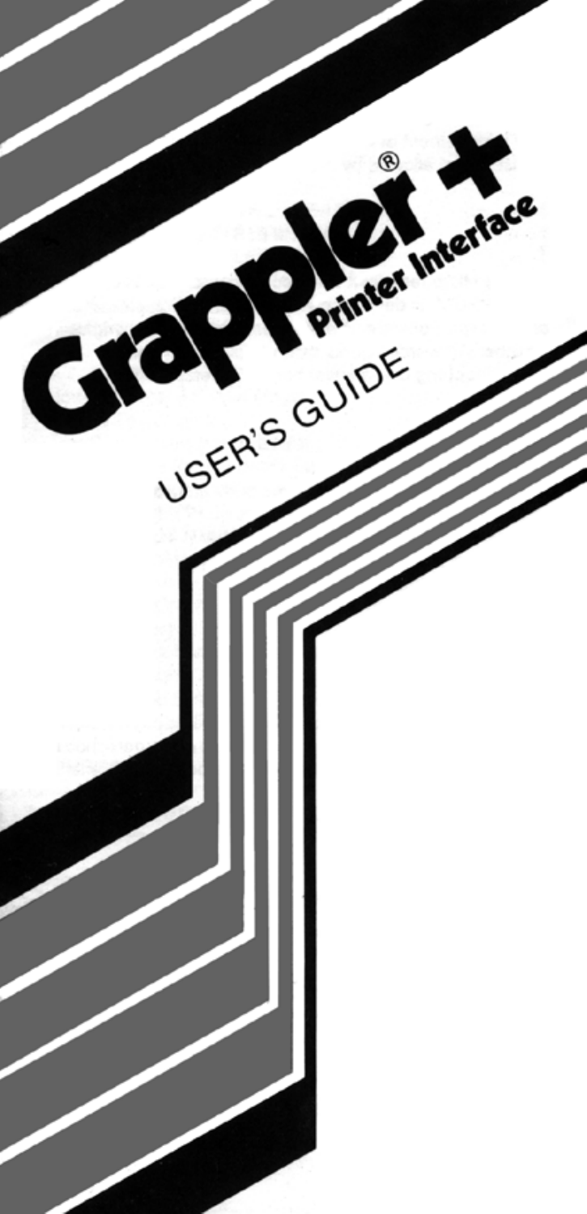# Grappler® + Printer Interface

## USER'S GUIDE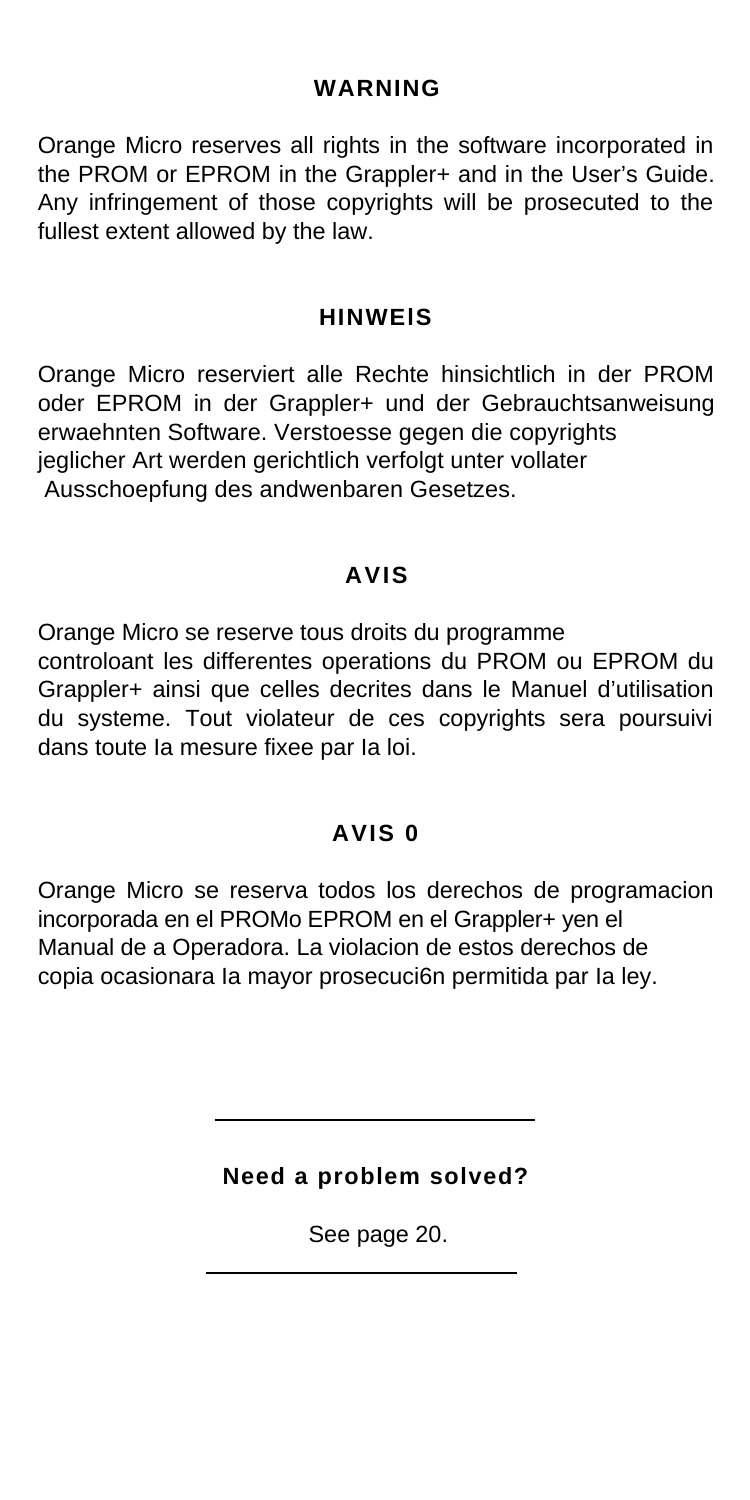## WARNING

Orange Micro reserves all rights in the software incorporated in the PROM or EPROM in the Grappler+ and in the User's Guide. Any infringement of those copyrights will be prosecuted to the fullest extent allowed by the law.

## HINWElS

Orange Micro reserviert alle Rechte hinsichtlich in der PROM oder EPROM in der Grappler+ und der Gebrauchtsanweisung erwaehnten Software. Verstoesse gegen die copyrights jeglicher Art werden gerichtlich verfolgt unter vollater Ausschoepfung des andwenbaren Gesetzes.

## AVIS

Orange Micro se reserve tous droits du programme controloant les differentes operations du PROM ou EPROM du Grappler+ ainsi que celles decrites dans le Manuel d'utilisation du systeme. Tout violateur de ces copyrights sera poursuivi dans toute Ia mesure fixee par Ia loi.

## AVIS 0

Orange Micro se reserva todos los derechos de programacion incorporada en el PROMo EPROM en el Grappler+ yen el Manual de a Operadora. La violacion de estos derechos de copia ocasionara Ia mayor prosecuci6n permitida par Ia ley.

---

**Need a problem solved?**

See page 20.

---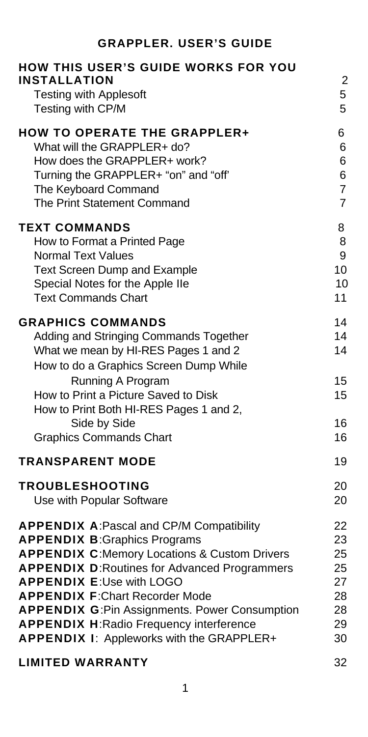# GRAPPLER. USER'S GUIDE

| | |
|---|---|
| **HOW THIS USER'S GUIDE WORKS FOR YOU** | |
| **INSTALLATION** | 2 |
| Testing with Applesoft | 5 |
| Testing with CP/M | 5 |
| **HOW TO OPERATE THE GRAPPLER+** | 6 |
| What will the GRAPPLER+ do? | 6 |
| How does the GRAPPLER+ work? | 6 |
| Turning the GRAPPLER+ "on" and "off' | 6 |
| The Keyboard Command | 7 |
| The Print Statement Command | 7 |
| **TEXT COMMANDS** | 8 |
| How to Format a Printed Page | 8 |
| Normal Text Values | 9 |
| Text Screen Dump and Example | 10 |
| Special Notes for the Apple IIe | 10 |
| Text Commands Chart | 11 |
| **GRAPHICS COMMANDS** | 14 |
| Adding and Stringing Commands Together | 14 |
| What we mean by HI-RES Pages 1 and 2 | 14 |
| How to do a Graphics Screen Dump While Running A Program | 15 |
| How to Print a Picture Saved to Disk | 15 |
| How to Print Both HI-RES Pages 1 and 2, Side by Side | 16 |
| Graphics Commands Chart | 16 |
| **TRANSPARENT MODE** | 19 |
| **TROUBLESHOOTING** | 20 |
| Use with Popular Software | 20 |
| **APPENDIX A**:Pascal and CP/M Compatibility | 22 |
| **APPENDIX B**:Graphics Programs | 23 |
| **APPENDIX C**:Memory Locations & Custom Drivers | 25 |
| **APPENDIX D**:Routines for Advanced Programmers | 25 |
| **APPENDIX E**:Use with LOGO | 27 |
| **APPENDIX F**:Chart Recorder Mode | 28 |
| **APPENDIX G**:Pin Assignments. Power Consumption | 28 |
| **APPENDIX H**:Radio Frequency interference | 29 |
| **APPENDIX I**: Appleworks with the GRAPPLER+ | 30 |
| **LIMITED WARRANTY** | 32 |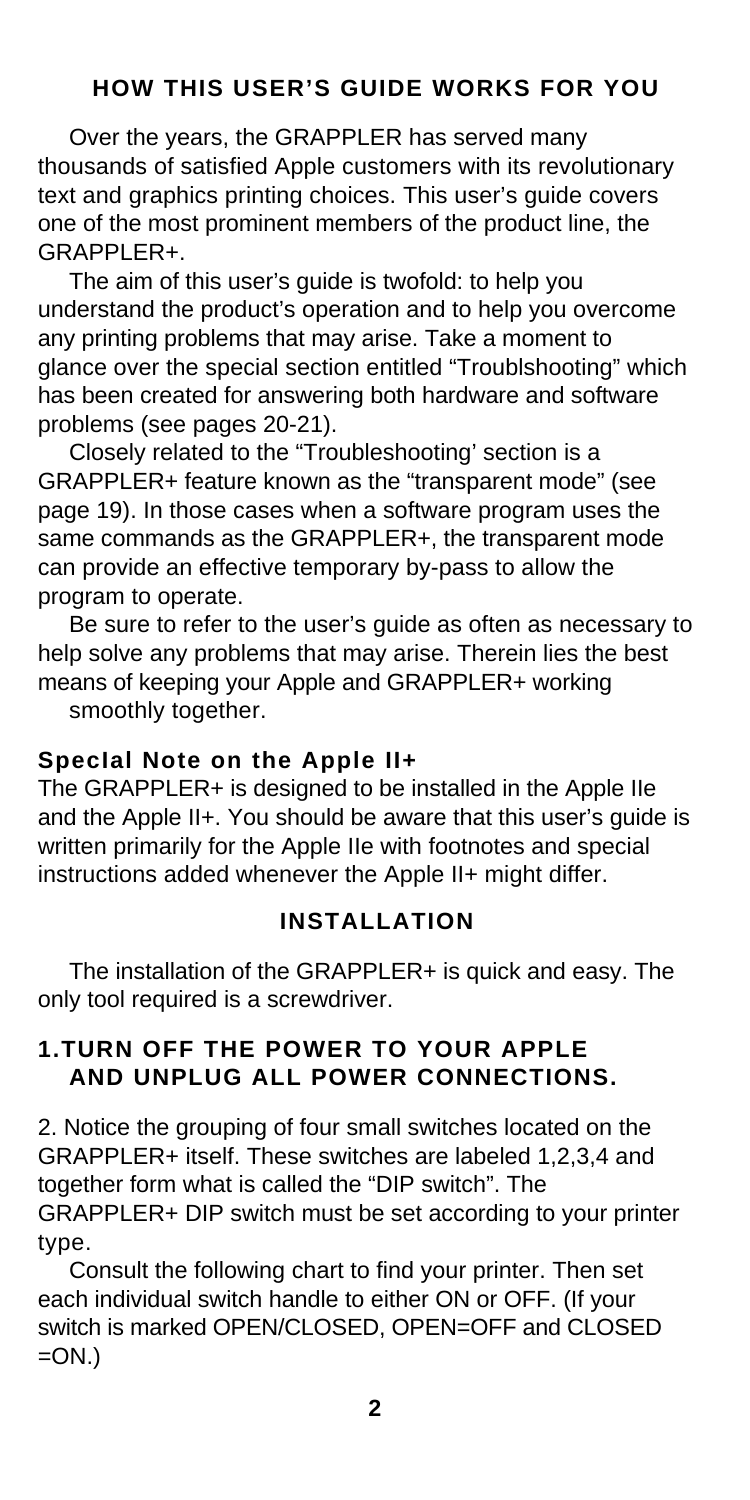## HOW THIS USER'S GUIDE WORKS FOR YOU

Over the years, the GRAPPLER has served many thousands of satisfied Apple customers with its revolutionary text and graphics printing choices. This user's guide covers one of the most prominent members of the product line, the GRAPPLER+.

The aim of this user's guide is twofold: to help you understand the product's operation and to help you overcome any printing problems that may arise. Take a moment to glance over the special section entitled "Troublshooting" which has been created for answering both hardware and software problems (see pages 20-21).

Closely related to the "Troubleshooting' section is a GRAPPLER+ feature known as the "transparent mode" (see page 19). In those cases when a software program uses the same commands as the GRAPPLER+, the transparent mode can provide an effective temporary by-pass to allow the program to operate.

Be sure to refer to the user's guide as often as necessary to help solve any problems that may arise. Therein lies the best means of keeping your Apple and GRAPPLER+ working smoothly together.

### SpecIal Note on the Apple II+

The GRAPPLER+ is designed to be installed in the Apple IIe and the Apple II+. You should be aware that this user's guide is written primarily for the Apple IIe with footnotes and special instructions added whenever the Apple II+ might differ.

## INSTALLATION

The installation of the GRAPPLER+ is quick and easy. The only tool required is a screwdriver.

### 1.TURN OFF THE POWER TO YOUR APPLE AND UNPLUG ALL POWER CONNECTIONS.

2. Notice the grouping of four small switches located on the GRAPPLER+ itself. These switches are labeled 1,2,3,4 and together form what is called the "DIP switch". The GRAPPLER+ DIP switch must be set according to your printer type.

Consult the following chart to find your printer. Then set each individual switch handle to either ON or OFF. (If your switch is marked OPEN/CLOSED, OPEN=OFF and CLOSED =ON.)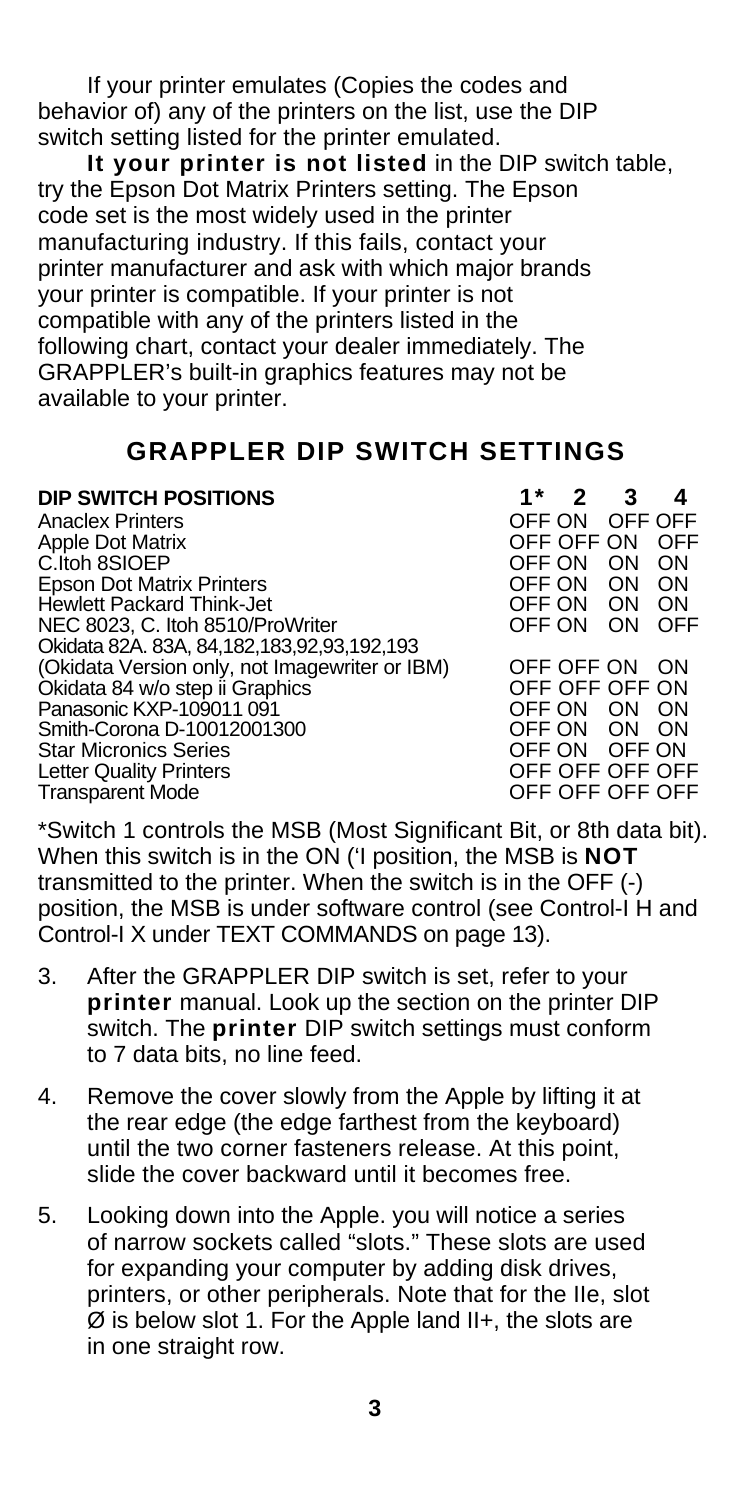If your printer emulates (Copies the codes and behavior of) any of the printers on the list, use the DIP switch setting listed for the printer emulated.

**It your printer is not listed** in the DIP switch table, try the Epson Dot Matrix Printers setting. The Epson code set is the most widely used in the printer manufacturing industry. If this fails, contact your printer manufacturer and ask with which major brands your printer is compatible. If your printer is not compatible with any of the printers listed in the following chart, contact your dealer immediately. The GRAPPLER's built-in graphics features may not be available to your printer.

## GRAPPLER DIP SWITCH SETTINGS

| DIP SWITCH POSITIONS | 1* | 2 | 3 | 4 |
|---|---|---|---|---|
| Anaclex Printers | OFF | ON | OFF | OFF |
| Apple Dot Matrix | OFF | OFF | ON | OFF |
| C.Itoh 8SIOEP | OFF | ON | ON | ON |
| Epson Dot Matrix Printers | OFF | ON | ON | ON |
| Hewlett Packard Think-Jet | OFF | ON | ON | ON |
| NEC 8023, C. Itoh 8510/ProWriter | OFF | ON | ON | OFF |
| Okidata 82A. 83A, 84,182,183,92,93,192,193 (Okidata Version only, not Imagewriter or IBM) | OFF | OFF | ON | ON |
| Okidata 84 w/o step ii Graphics | OFF | OFF | OFF | ON |
| Panasonic KXP-109011 091 | OFF | ON | ON | ON |
| Smith-Corona D-10012001300 | OFF | ON | ON | ON |
| Star Micronics Series | OFF | ON | OFF | ON |
| Letter Quality Printers | OFF | OFF | OFF | OFF |
| Transparent Mode | OFF | OFF | OFF | OFF |

*Switch 1 controls the MSB (Most Significant Bit, or 8th data bit). When this switch is in the ON ('I position, the MSB is **NOT** transmitted to the printer. When the switch is in the OFF (-) position, the MSB is under software control (see Control-I H and Control-I X under TEXT COMMANDS on page 13).

3. After the GRAPPLER DIP switch is set, refer to your **printer** manual. Look up the section on the printer DIP switch. The **printer** DIP switch settings must conform to 7 data bits, no line feed.

4. Remove the cover slowly from the Apple by lifting it at the rear edge (the edge farthest from the keyboard) until the two corner fasteners release. At this point, slide the cover backward until it becomes free.

5. Looking down into the Apple. you will notice a series of narrow sockets called "slots." These slots are used for expanding your computer by adding disk drives, printers, or other peripherals. Note that for the IIe, slot Ø is below slot 1. For the Apple land II+, the slots are in one straight row.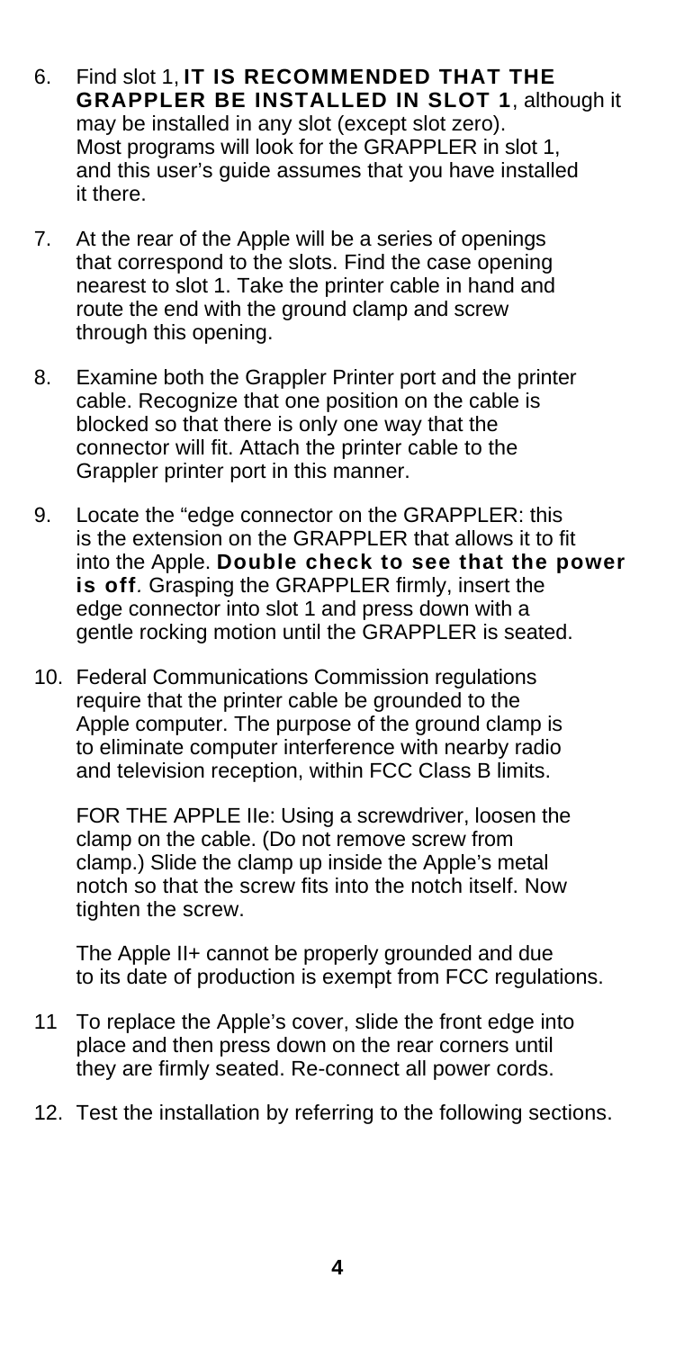6. Find slot 1, **IT IS RECOMMENDED THAT THE GRAPPLER BE INSTALLED IN SLOT 1**, although it may be installed in any slot (except slot zero). Most programs will look for the GRAPPLER in slot 1, and this user's guide assumes that you have installed it there.

7. At the rear of the Apple will be a series of openings that correspond to the slots. Find the case opening nearest to slot 1. Take the printer cable in hand and route the end with the ground clamp and screw through this opening.

8. Examine both the Grappler Printer port and the printer cable. Recognize that one position on the cable is blocked so that there is only one way that the connector will fit. Attach the printer cable to the Grappler printer port in this manner.

9. Locate the "edge connector on the GRAPPLER: this is the extension on the GRAPPLER that allows it to fit into the Apple. **Double check to see that the power is off**. Grasping the GRAPPLER firmly, insert the edge connector into slot 1 and press down with a gentle rocking motion until the GRAPPLER is seated.

10. Federal Communications Commission regulations require that the printer cable be grounded to the Apple computer. The purpose of the ground clamp is to eliminate computer interference with nearby radio and television reception, within FCC Class B limits.

    FOR THE APPLE IIe: Using a screwdriver, loosen the clamp on the cable. (Do not remove screw from clamp.) Slide the clamp up inside the Apple's metal notch so that the screw fits into the notch itself. Now tighten the screw.

    The Apple II+ cannot be properly grounded and due to its date of production is exempt from FCC regulations.

11 To replace the Apple's cover, slide the front edge into place and then press down on the rear corners until they are firmly seated. Re-connect all power cords.

12. Test the installation by referring to the following sections.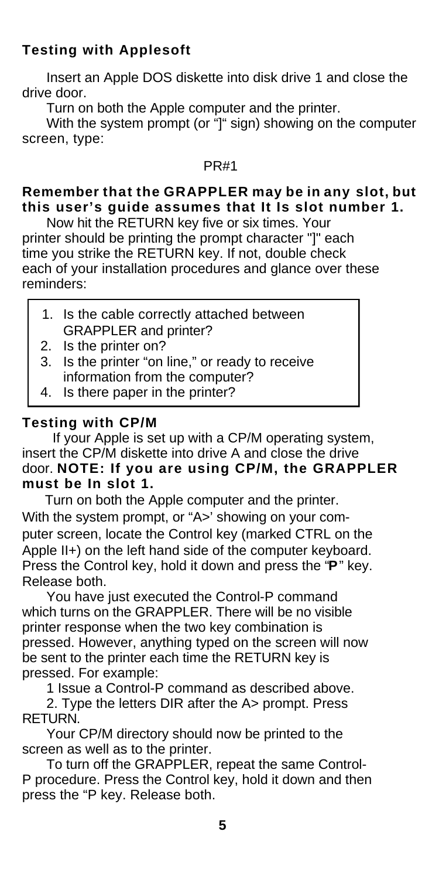### Testing with Applesoft

Insert an Apple DOS diskette into disk drive 1 and close the drive door.

Turn on both the Apple computer and the printer.

With the system prompt (or "]" sign) showing on the computer screen, type:

PR#1

**Remember that the GRAPPLER may be in any slot, but this user's guide assumes that It Is slot number 1.**

Now hit the RETURN key five or six times. Your printer should be printing the prompt character "]" each time you strike the RETURN key. If not, double check each of your installation procedures and glance over these reminders:

1. Is the cable correctly attached between GRAPPLER and printer?
2. Is the printer on?
3. Is the printer "on line," or ready to receive information from the computer?
4. Is there paper in the printer?

### Testing with CP/M

If your Apple is set up with a CP/M operating system, insert the CP/M diskette into drive A and close the drive door. **NOTE: If you are using CP/M, the GRAPPLER must be In slot 1.**

Turn on both the Apple computer and the printer. With the system prompt, or "A>' showing on your computer screen, locate the Control key (marked CTRL on the Apple II+) on the left hand side of the computer keyboard. Press the Control key, hold it down and press the "**P**" key. Release both.

You have just executed the Control-P command which turns on the GRAPPLER. There will be no visible printer response when the two key combination is pressed. However, anything typed on the screen will now be sent to the printer each time the RETURN key is pressed. For example:

1 Issue a Control-P command as described above.

2. Type the letters DIR after the A> prompt. Press RETURN.

Your CP/M directory should now be printed to the screen as well as to the printer.

To turn off the GRAPPLER, repeat the same Control-P procedure. Press the Control key, hold it down and then press the "P key. Release both.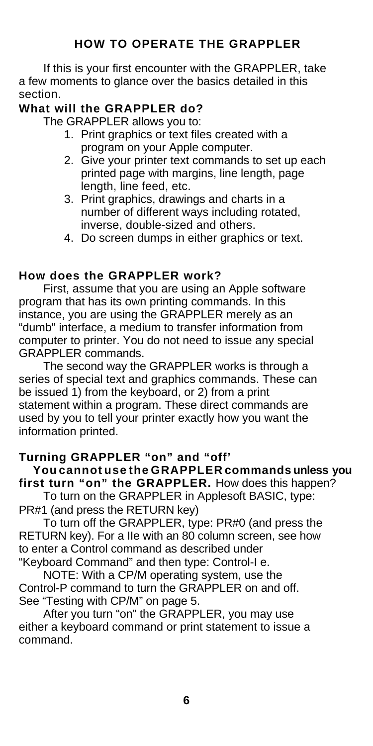# HOW TO OPERATE THE GRAPPLER

If this is your first encounter with the GRAPPLER, take a few moments to glance over the basics detailed in this section.

## What will the GRAPPLER do?

The GRAPPLER allows you to:

1. Print graphics or text files created with a program on your Apple computer.
2. Give your printer text commands to set up each printed page with margins, line length, page length, line feed, etc.
3. Print graphics, drawings and charts in a number of different ways including rotated, inverse, double-sized and others.
4. Do screen dumps in either graphics or text.

## How does the GRAPPLER work?

First, assume that you are using an Apple software program that has its own printing commands. In this instance, you are using the GRAPPLER merely as an "dumb" interface, a medium to transfer information from computer to printer. You do not need to issue any special GRAPPLER commands.

The second way the GRAPPLER works is through a series of special text and graphics commands. These can be issued 1) from the keyboard, or 2) from a print statement within a program. These direct commands are used by you to tell your printer exactly how you want the information printed.

## Turning GRAPPLER "on" and "off'

**You cannot use the GRAPPLER commands unless you first turn "on" the GRAPPLER.** How does this happen?

To turn on the GRAPPLER in Applesoft BASIC, type: PR#1 (and press the RETURN key)

To turn off the GRAPPLER, type: PR#0 (and press the RETURN key). For a IIe with an 80 column screen, see how to enter a Control command as described under "Keyboard Command" and then type: Control-I e.

NOTE: With a CP/M operating system, use the Control-P command to turn the GRAPPLER on and off. See "Testing with CP/M" on page 5.

After you turn "on" the GRAPPLER, you may use either a keyboard command or print statement to issue a command.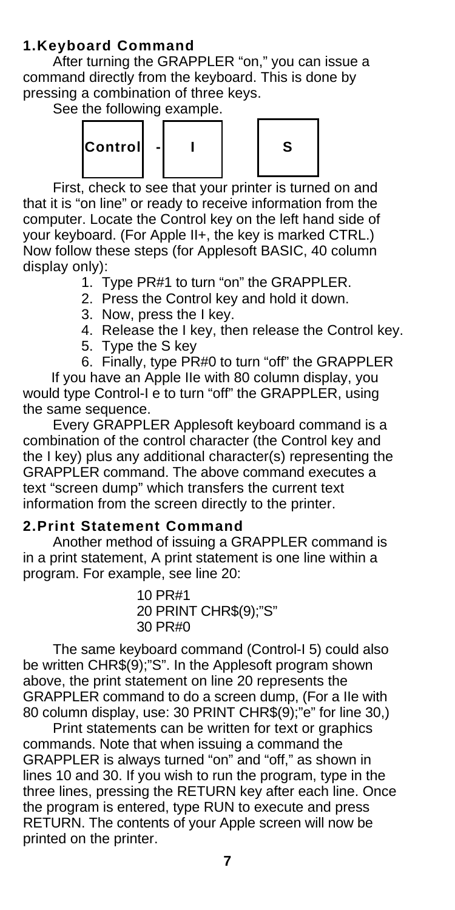## 1. Keyboard Command

After turning the GRAPPLER "on," you can issue a command directly from the keyboard. This is done by pressing a combination of three keys.

See the following example.

**Control** - **I** **S**

First, check to see that your printer is turned on and that it is "on line" or ready to receive information from the computer. Locate the Control key on the left hand side of your keyboard. (For Apple II+, the key is marked CTRL.) Now follow these steps (for Applesoft BASIC, 40 column display only):

1. Type PR#1 to turn "on" the GRAPPLER.
2. Press the Control key and hold it down.
3. Now, press the I key.
4. Release the I key, then release the Control key.
5. Type the S key
6. Finally, type PR#0 to turn "off" the GRAPPLER

If you have an Apple IIe with 80 column display, you would type Control-I e to turn "off" the GRAPPLER, using the same sequence.

Every GRAPPLER Applesoft keyboard command is a combination of the control character (the Control key and the I key) plus any additional character(s) representing the GRAPPLER command. The above command executes a text "screen dump" which transfers the current text information from the screen directly to the printer.

## 2. Print Statement Command

Another method of issuing a GRAPPLER command is in a print statement, A print statement is one line within a program. For example, see line 20:

```
10 PR#1
20 PRINT CHR$(9);"S"
30 PR#0
```

The same keyboard command (Control-I 5) could also be written CHR$(9);"S". In the Applesoft program shown above, the print statement on line 20 represents the GRAPPLER command to do a screen dump, (For a IIe with 80 column display, use: 30 PRINT CHR$(9);"e" for line 30,)

Print statements can be written for text or graphics commands. Note that when issuing a command the GRAPPLER is always turned "on" and "off," as shown in lines 10 and 30. If you wish to run the program, type in the three lines, pressing the RETURN key after each line. Once the program is entered, type RUN to execute and press RETURN. The contents of your Apple screen will now be printed on the printer.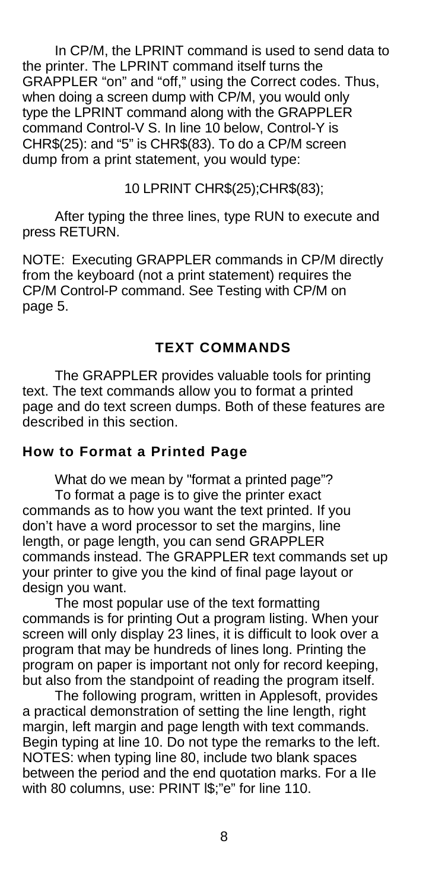In CP/M, the LPRINT command is used to send data to the printer. The LPRINT command itself turns the GRAPPLER "on" and "off," using the Correct codes. Thus, when doing a screen dump with CP/M, you would only type the LPRINT command along with the GRAPPLER command Control-V S. In line 10 below, Control-Y is CHR$(25): and "5" is CHR$(83). To do a CP/M screen dump from a print statement, you would type:

```
10 LPRINT CHR$(25);CHR$(83);
```

After typing the three lines, type RUN to execute and press RETURN.

NOTE: Executing GRAPPLER commands in CP/M directly from the keyboard (not a print statement) requires the CP/M Control-P command. See Testing with CP/M on page 5.

## TEXT COMMANDS

The GRAPPLER provides valuable tools for printing text. The text commands allow you to format a printed page and do text screen dumps. Both of these features are described in this section.

### How to Format a Printed Page

What do we mean by "format a printed page"?

To format a page is to give the printer exact commands as to how you want the text printed. If you don't have a word processor to set the margins, line length, or page length, you can send GRAPPLER commands instead. The GRAPPLER text commands set up your printer to give you the kind of final page layout or design you want.

The most popular use of the text formatting commands is for printing Out a program listing. When your screen will only display 23 lines, it is difficult to look over a program that may be hundreds of lines long. Printing the program on paper is important not only for record keeping, but also from the standpoint of reading the program itself.

The following program, written in Applesoft, provides a practical demonstration of setting the line length, right margin, left margin and page length with text commands. Begin typing at line 10. Do not type the remarks to the left. NOTES: when typing line 80, include two blank spaces between the period and the end quotation marks. For a IIe with 80 columns, use: PRINT l$;"e" for line 110.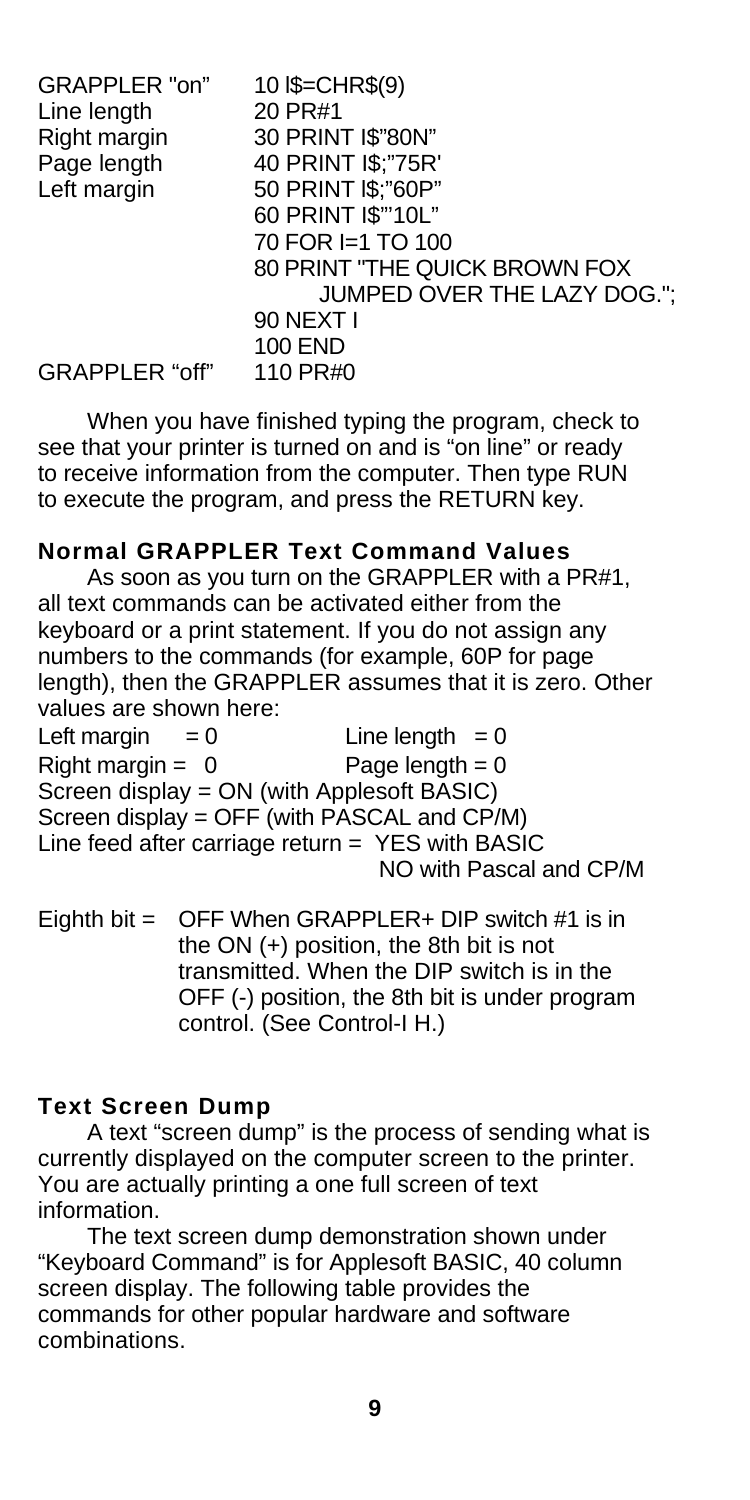| | |
|---|---|
| GRAPPLER "on" | 10 I$=CHR$(9) |
| Line length | 20 PR#1 |
| Right margin | 30 PRINT I$"80N" |
| Page length | 40 PRINT I$;"75R' |
| Left margin | 50 PRINT I$;"60P" |
| | 60 PRINT I$"'10L" |
| | 70 FOR I=1 TO 100 |
| | 80 PRINT "THE QUICK BROWN FOX JUMPED OVER THE LAZY DOG."; |
| | 90 NEXT I |
| | 100 END |
| GRAPPLER "off" | 110 PR#0 |

When you have finished typing the program, check to see that your printer is turned on and is "on line" or ready to receive information from the computer. Then type RUN to execute the program, and press the RETURN key.

### Normal GRAPPLER Text Command Values

As soon as you turn on the GRAPPLER with a PR#1, all text commands can be activated either from the keyboard or a print statement. If you do not assign any numbers to the commands (for example, 60P for page length), then the GRAPPLER assumes that it is zero. Other values are shown here:

Left margin = 0 Line length = 0
Right margin = 0 Page length = 0
Screen display = ON (with Applesoft BASIC)
Screen display = OFF (with PASCAL and CP/M)
Line feed after carriage return = YES with BASIC
NO with Pascal and CP/M

Eighth bit = OFF When GRAPPLER+ DIP switch #1 is in the ON (+) position, the 8th bit is not transmitted. When the DIP switch is in the OFF (-) position, the 8th bit is under program control. (See Control-I H.)

### Text Screen Dump

A text "screen dump" is the process of sending what is currently displayed on the computer screen to the printer. You are actually printing a one full screen of text information.

The text screen dump demonstration shown under "Keyboard Command" is for Applesoft BASIC, 40 column screen display. The following table provides the commands for other popular hardware and software combinations.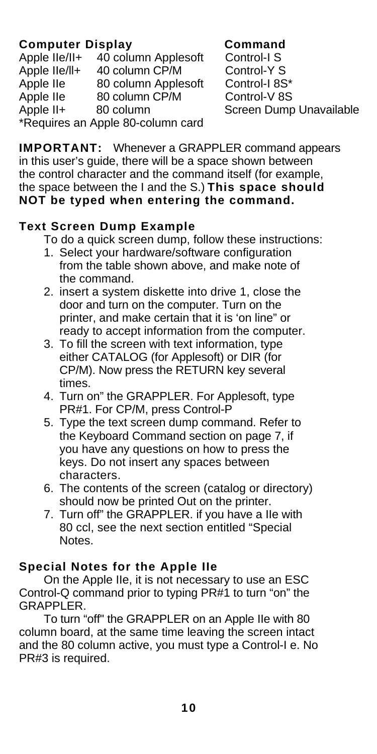| Computer | Display | Command |
|---|---|---|
| Apple IIe/II+ | 40 column Applesoft | Control-I S |
| Apple IIe/II+ | 40 column CP/M | Control-Y S |
| Apple IIe | 80 column Applesoft | Control-I 8S* |
| Apple IIe | 80 column CP/M | Control-V 8S |
| Apple II+ | 80 column | Screen Dump Unavailable |

*Requires an Apple 80-column card

**IMPORTANT:** Whenever a GRAPPLER command appears in this user's guide, there will be a space shown between the control character and the command itself (for example, the space between the I and the S.) **This space should NOT be typed when entering the command.**

### Text Screen Dump Example

To do a quick screen dump, follow these instructions:

1. Select your hardware/software configuration from the table shown above, and make note of the command.
2. insert a system diskette into drive 1, close the door and turn on the computer. Turn on the printer, and make certain that it is 'on line" or ready to accept information from the computer.
3. To fill the screen with text information, type either CATALOG (for Applesoft) or DIR (for CP/M). Now press the RETURN key several times.
4. Turn on" the GRAPPLER. For Applesoft, type PR#1. For CP/M, press Control-P
5. Type the text screen dump command. Refer to the Keyboard Command section on page 7, if you have any questions on how to press the keys. Do not insert any spaces between characters.
6. The contents of the screen (catalog or directory) should now be printed Out on the printer.
7. Turn off" the GRAPPLER. if you have a IIe with 80 ccl, see the next section entitled "Special Notes.

### Special Notes for the Apple IIe

On the Apple IIe, it is not necessary to use an ESC Control-Q command prior to typing PR#1 to turn "on" the GRAPPLER.

To turn "off" the GRAPPLER on an Apple IIe with 80 column board, at the same time leaving the screen intact and the 80 column active, you must type a Control-I e. No PR#3 is required.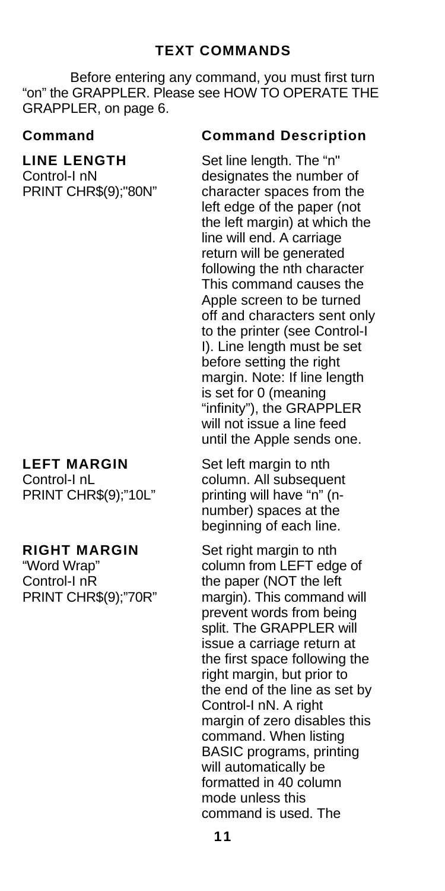## TEXT COMMANDS

Before entering any command, you must first turn "on" the GRAPPLER. Please see HOW TO OPERATE THE GRAPPLER, on page 6.

| Command | Command Description |
| --- | --- |
| **LINE LENGTH**<br>Control-I nN<br>PRINT CHR$(9);"80N" | Set line length. The "n" designates the number of character spaces from the left edge of the paper (not the left margin) at which the line will end. A carriage return will be generated following the nth character This command causes the Apple screen to be turned off and characters sent only to the printer (see Control-I I). Line length must be set before setting the right margin. Note: If line length is set for 0 (meaning "infinity"), the GRAPPLER will not issue a line feed until the Apple sends one. |
| **LEFT MARGIN**<br>Control-I nL<br>PRINT CHR$(9);"10L" | Set left margin to nth column. All subsequent printing will have "n" (n-number) spaces at the beginning of each line. |
| **RIGHT MARGIN**<br>"Word Wrap"<br>Control-I nR<br>PRINT CHR$(9);"70R" | Set right margin to nth column from LEFT edge of the paper (NOT the left margin). This command will prevent words from being split. The GRAPPLER will issue a carriage return at the first space following the right margin, but prior to the end of the line as set by Control-I nN. A right margin of zero disables this command. When listing BASIC programs, printing will automatically be formatted in 40 column mode unless this command is used. The |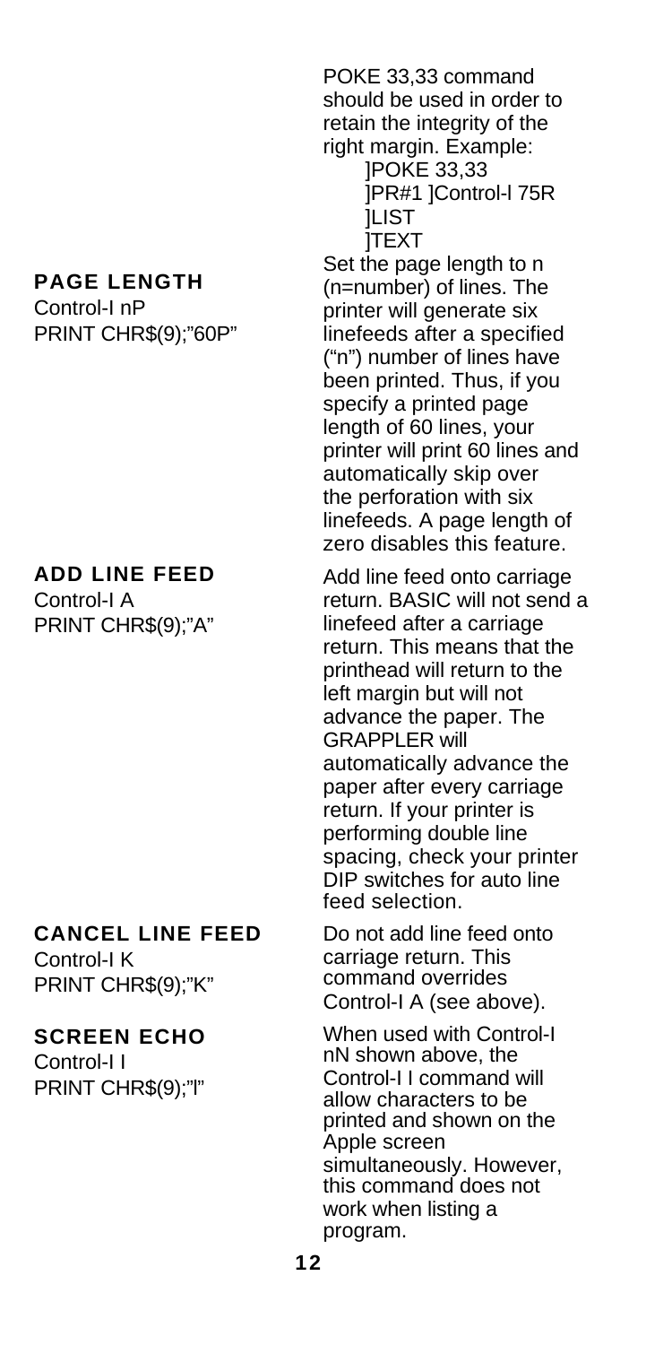POKE 33,33 command should be used in order to retain the integrity of the right margin. Example:

```
]POKE 33,33
]PR#1 ]Control-I 75R
]LIST
]TEXT
```

### PAGE LENGTH

Control-I nP
PRINT CHR$(9);"60P"

Set the page length to n (n=number) of lines. The printer will generate six linefeeds after a specified ("n") number of lines have been printed. Thus, if you specify a printed page length of 60 lines, your printer will print 60 lines and automatically skip over the perforation with six linefeeds. A page length of zero disables this feature.

### ADD LINE FEED

Control-I A
PRINT CHR$(9);"A"

Add line feed onto carriage return. BASIC will not send a linefeed after a carriage return. This means that the printhead will return to the left margin but will not advance the paper. The GRAPPLER will automatically advance the paper after every carriage return. If your printer is performing double line spacing, check your printer DIP switches for auto line feed selection.

### CANCEL LINE FEED

Control-I K
PRINT CHR$(9);"K"

Do not add line feed onto carriage return. This command overrides Control-I A (see above).

### SCREEN ECHO

Control-I I
PRINT CHR$(9);"I"

When used with Control-I nN shown above, the Control-I I command will allow characters to be printed and shown on the Apple screen simultaneously. However, this command does not work when listing a program.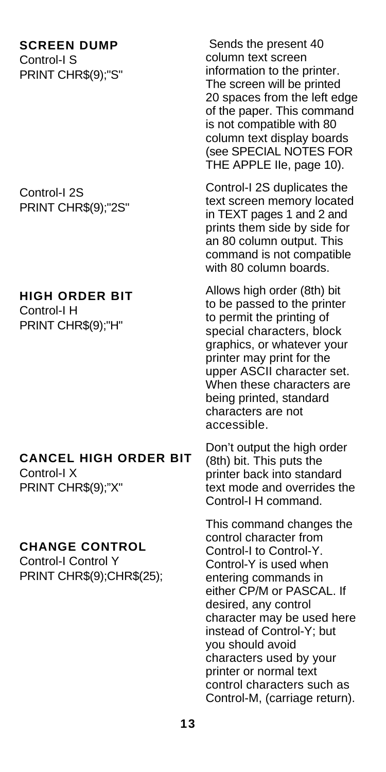## SCREEN DUMP

Control-I S
PRINT CHR$(9);"S"

Sends the present 40 column text screen information to the printer. The screen will be printed 20 spaces from the left edge of the paper. This command is not compatible with 80 column text display boards (see SPECIAL NOTES FOR THE APPLE IIe, page 10).

Control-I 2S
PRINT CHR$(9);"2S"

Control-I 2S duplicates the text screen memory located in TEXT pages 1 and 2 and prints them side by side for an 80 column output. This command is not compatible with 80 column boards.

## HIGH ORDER BIT

Control-I H
PRINT CHR$(9);"H"

Allows high order (8th) bit to be passed to the printer to permit the printing of special characters, block graphics, or whatever your printer may print for the upper ASCII character set. When these characters are being printed, standard characters are not accessible.

## CANCEL HIGH ORDER BIT

Control-I X
PRINT CHR$(9);"X"

Don't output the high order (8th) bit. This puts the printer back into standard text mode and overrides the Control-I H command.

## CHANGE CONTROL

Control-I Control Y
PRINT CHR$(9);CHR$(25);

This command changes the control character from Control-I to Control-Y. Control-Y is used when entering commands in either CP/M or PASCAL. If desired, any control character may be used here instead of Control-Y; but you should avoid characters used by your printer or normal text control characters such as Control-M, (carriage return).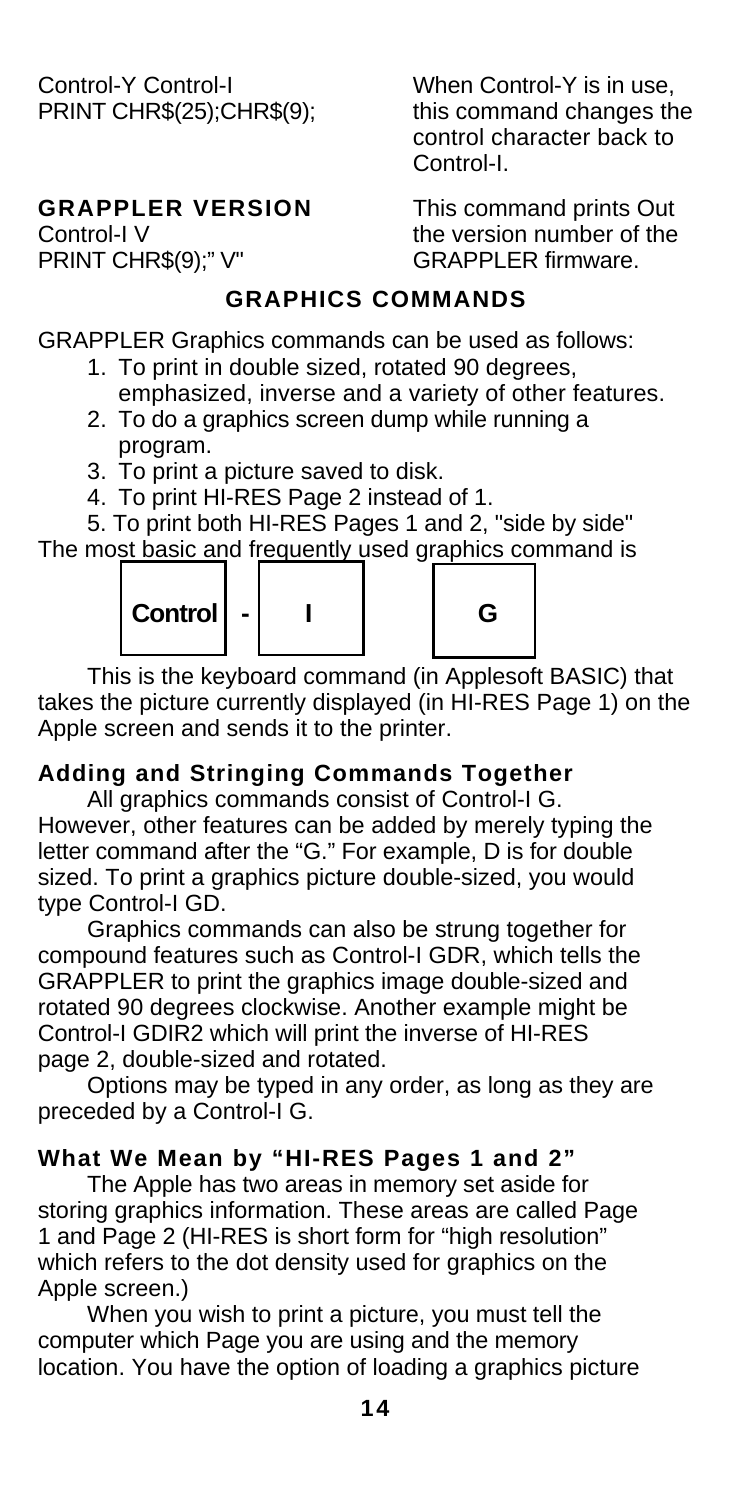| | |
|---|---|
| Control-Y Control-I<br>PRINT CHR$(25);CHR$(9); | When Control-Y is in use, this command changes the control character back to Control-I. |

**GRAPPLER VERSION**

| | |
|---|---|
| Control-I V<br>PRINT CHR$(9);" V" | This command prints Out the version number of the GRAPPLER firmware. |

## GRAPHICS COMMANDS

GRAPPLER Graphics commands can be used as follows:

1. To print in double sized, rotated 90 degrees, emphasized, inverse and a variety of other features.
2. To do a graphics screen dump while running a program.
3. To print a picture saved to disk.
4. To print HI-RES Page 2 instead of 1.
5. To print both HI-RES Pages 1 and 2, "side by side"

The most basic and frequently used graphics command is

**Control - I   G**

This is the keyboard command (in Applesoft BASIC) that takes the picture currently displayed (in HI-RES Page 1) on the Apple screen and sends it to the printer.

### Adding and Stringing Commands Together

All graphics commands consist of Control-I G. However, other features can be added by merely typing the letter command after the "G." For example, D is for double sized. To print a graphics picture double-sized, you would type Control-I GD.

Graphics commands can also be strung together for compound features such as Control-I GDR, which tells the GRAPPLER to print the graphics image double-sized and rotated 90 degrees clockwise. Another example might be Control-I GDIR2 which will print the inverse of HI-RES page 2, double-sized and rotated.

Options may be typed in any order, as long as they are preceded by a Control-I G.

### What We Mean by "HI-RES Pages 1 and 2"

The Apple has two areas in memory set aside for storing graphics information. These areas are called Page 1 and Page 2 (HI-RES is short form for "high resolution" which refers to the dot density used for graphics on the Apple screen.)

When you wish to print a picture, you must tell the computer which Page you are using and the memory location. You have the option of loading a graphics picture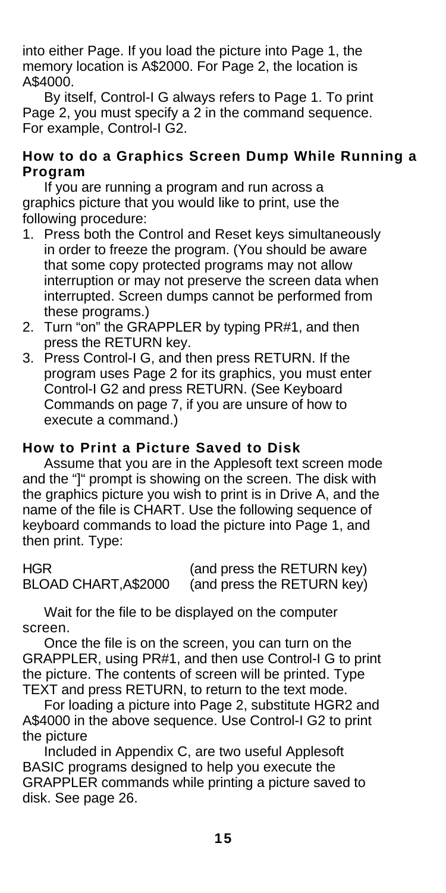into either Page. If you load the picture into Page 1, the memory location is A$2000. For Page 2, the location is A$4000.

By itself, Control-I G always refers to Page 1. To print Page 2, you must specify a 2 in the command sequence. For example, Control-I G2.

### How to do a Graphics Screen Dump While Running a Program

If you are running a program and run across a graphics picture that you would like to print, use the following procedure:

1. Press both the Control and Reset keys simultaneously in order to freeze the program. (You should be aware that some copy protected programs may not allow interruption or may not preserve the screen data when interrupted. Screen dumps cannot be performed from these programs.)
2. Turn "on" the GRAPPLER by typing PR#1, and then press the RETURN key.
3. Press Control-I G, and then press RETURN. If the program uses Page 2 for its graphics, you must enter Control-I G2 and press RETURN. (See Keyboard Commands on page 7, if you are unsure of how to execute a command.)

### How to Print a Picture Saved to Disk

Assume that you are in the Applesoft text screen mode and the "]" prompt is showing on the screen. The disk with the graphics picture you wish to print is in Drive A, and the name of the file is CHART. Use the following sequence of keyboard commands to load the picture into Page 1, and then print. Type:

```
HGR                    (and press the RETURN key)
BLOAD CHART,A$2000     (and press the RETURN key)
```

Wait for the file to be displayed on the computer screen.

Once the file is on the screen, you can turn on the GRAPPLER, using PR#1, and then use Control-I G to print the picture. The contents of screen will be printed. Type TEXT and press RETURN, to return to the text mode.

For loading a picture into Page 2, substitute HGR2 and A$4000 in the above sequence. Use Control-I G2 to print the picture

Included in Appendix C, are two useful Applesoft BASIC programs designed to help you execute the GRAPPLER commands while printing a picture saved to disk. See page 26.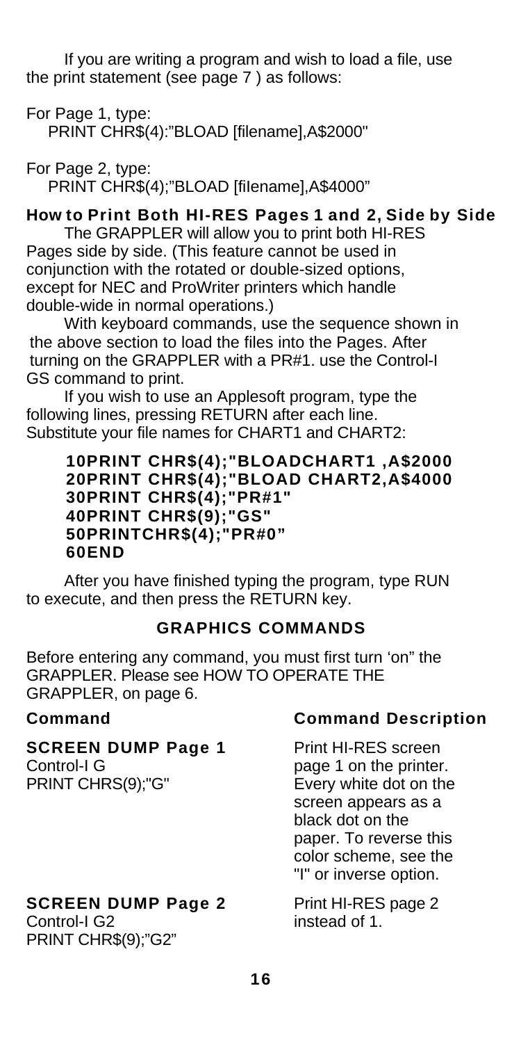If you are writing a program and wish to load a file, use the print statement (see page 7 ) as follows:

For Page 1, type:

```
PRINT CHR$(4):"BLOAD [filename],A$2000"
```

For Page 2, type:

```
PRINT CHR$(4);"BLOAD [filename],A$4000"
```

### How to Print Both HI-RES Pages 1 and 2, Side by Side

The GRAPPLER will allow you to print both HI-RES Pages side by side. (This feature cannot be used in conjunction with the rotated or double-sized options, except for NEC and ProWriter printers which handle double-wide in normal operations.)

With keyboard commands, use the sequence shown in the above section to load the files into the Pages. After turning on the GRAPPLER with a PR#1. use the Control-I GS command to print.

If you wish to use an Applesoft program, type the following lines, pressing RETURN after each line. Substitute your file names for CHART1 and CHART2:

```
10PRINT CHR$(4);"BLOADCHART1 ,A$2000
20PRINT CHR$(4);"BLOAD CHART2,A$4000
30PRINT CHR$(4);"PR#1"
40PRINT CHR$(9);"GS"
50PRINTCHR$(4);"PR#0"
60END
```

After you have finished typing the program, type RUN to execute, and then press the RETURN key.

## GRAPHICS COMMANDS

Before entering any command, you must first turn 'on" the GRAPPLER. Please see HOW TO OPERATE THE GRAPPLER, on page 6.

| Command | Command Description |
|---|---|
| **SCREEN DUMP Page 1**<br>Control-I G<br>PRINT CHRS(9);"G" | Print HI-RES screen page 1 on the printer. Every white dot on the screen appears as a black dot on the paper. To reverse this color scheme, see the "I" or inverse option. |
| **SCREEN DUMP Page 2**<br>Control-I G2<br>PRINT CHR$(9);"G2" | Print HI-RES page 2 instead of 1. |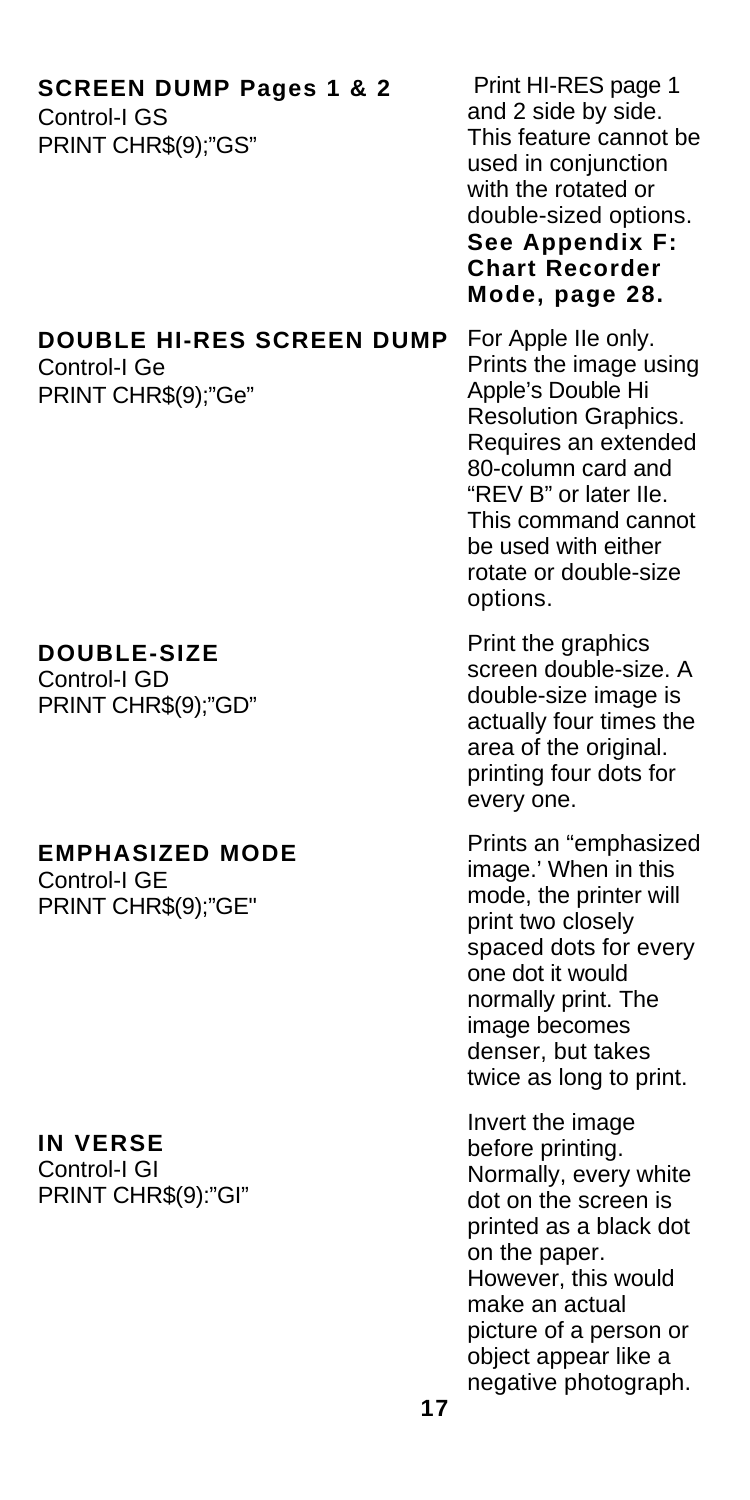**SCREEN DUMP Pages 1 & 2**
Control-I GS
PRINT CHR$(9);"GS"

Print HI-RES page 1 and 2 side by side. This feature cannot be used in conjunction with the rotated or double-sized options. **See Appendix F: Chart Recorder Mode, page 28.**

**DOUBLE HI-RES SCREEN DUMP**
Control-I Ge
PRINT CHR$(9);"Ge"

For Apple IIe only. Prints the image using Apple's Double Hi Resolution Graphics. Requires an extended 80-column card and "REV B" or later IIe. This command cannot be used with either rotate or double-size options.

**DOUBLE-SIZE**
Control-I GD
PRINT CHR$(9);"GD"

Print the graphics screen double-size. A double-size image is actually four times the area of the original. printing four dots for every one.

**EMPHASIZED MODE**
Control-I GE
PRINT CHR$(9);"GE"

Prints an "emphasized image.' When in this mode, the printer will print two closely spaced dots for every one dot it would normally print. The image becomes denser, but takes twice as long to print.

**IN VERSE**
Control-I GI
PRINT CHR$(9):"GI"

Invert the image before printing. Normally, every white dot on the screen is printed as a black dot on the paper. However, this would make an actual picture of a person or object appear like a negative photograph.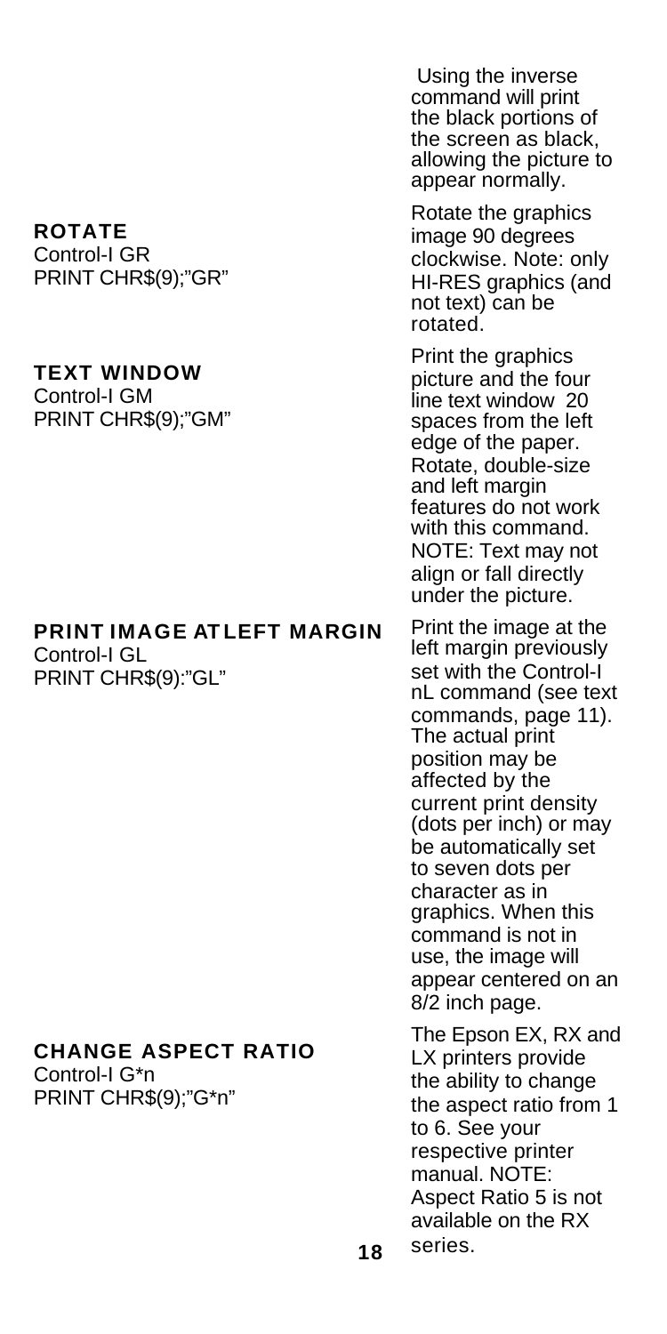Using the inverse command will print the black portions of the screen as black, allowing the picture to appear normally.

### ROTATE

Control-I GR
PRINT CHR$(9);"GR"

Rotate the graphics image 90 degrees clockwise. Note: only HI-RES graphics (and not text) can be rotated.

### TEXT WINDOW

Control-I GM
PRINT CHR$(9);"GM"

Print the graphics picture and the four line text window 20 spaces from the left edge of the paper. Rotate, double-size and left margin features do not work with this command. NOTE: Text may not align or fall directly under the picture.

### PRINT IMAGE AT LEFT MARGIN

Control-I GL
PRINT CHR$(9):"GL"

Print the image at the left margin previously set with the Control-I nL command (see text commands, page 11). The actual print position may be affected by the current print density (dots per inch) or may be automatically set to seven dots per character as in graphics. When this command is not in use, the image will appear centered on an 8/2 inch page.

### CHANGE ASPECT RATIO

Control-I G*n
PRINT CHR$(9);"G*n"

The Epson EX, RX and LX printers provide the ability to change the aspect ratio from 1 to 6. See your respective printer manual. NOTE: Aspect Ratio 5 is not available on the RX series.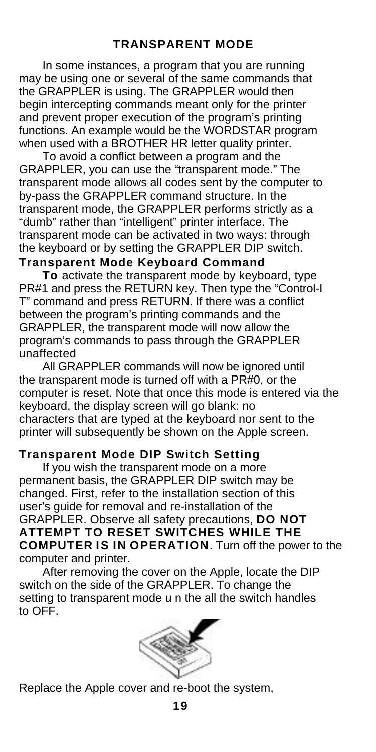## TRANSPARENT MODE

In some instances, a program that you are running may be using one or several of the same commands that the GRAPPLER is using. The GRAPPLER would then begin intercepting commands meant only for the printer and prevent proper execution of the program's printing functions. An example would be the WORDSTAR program when used with a BROTHER HR letter quality printer.

To avoid a conflict between a program and the GRAPPLER, you can use the "transparent mode." The transparent mode allows all codes sent by the computer to by-pass the GRAPPLER command structure. In the transparent mode, the GRAPPLER performs strictly as a "dumb" rather than "intelligent" printer interface. The transparent mode can be activated in two ways: through the keyboard or by setting the GRAPPLER DIP switch.

### Transparent Mode Keyboard Command

**To** activate the transparent mode by keyboard, type PR#1 and press the RETURN key. Then type the "Control-I T" command and press RETURN. If there was a conflict between the program's printing commands and the GRAPPLER, the transparent mode will now allow the program's commands to pass through the GRAPPLER unaffected

All GRAPPLER commands will now be ignored until the transparent mode is turned off with a PR#0, or the computer is reset. Note that once this mode is entered via the keyboard, the display screen will go blank: no characters that are typed at the keyboard nor sent to the printer will subsequently be shown on the Apple screen.

### Transparent Mode DIP Switch Setting

If you wish the transparent mode on a more permanent basis, the GRAPPLER DIP switch may be changed. First, refer to the installation section of this user's guide for removal and re-installation of the GRAPPLER. Observe all safety precautions, **DO NOT ATTEMPT TO RESET SWITCHES WHILE THE COMPUTER IS IN OPERATION**. Turn off the power to the computer and printer.

After removing the cover on the Apple, locate the DIP switch on the side of the GRAPPLER. To change the setting to transparent mode u n the all the switch handles to OFF.

Replace the Apple cover and re-boot the system,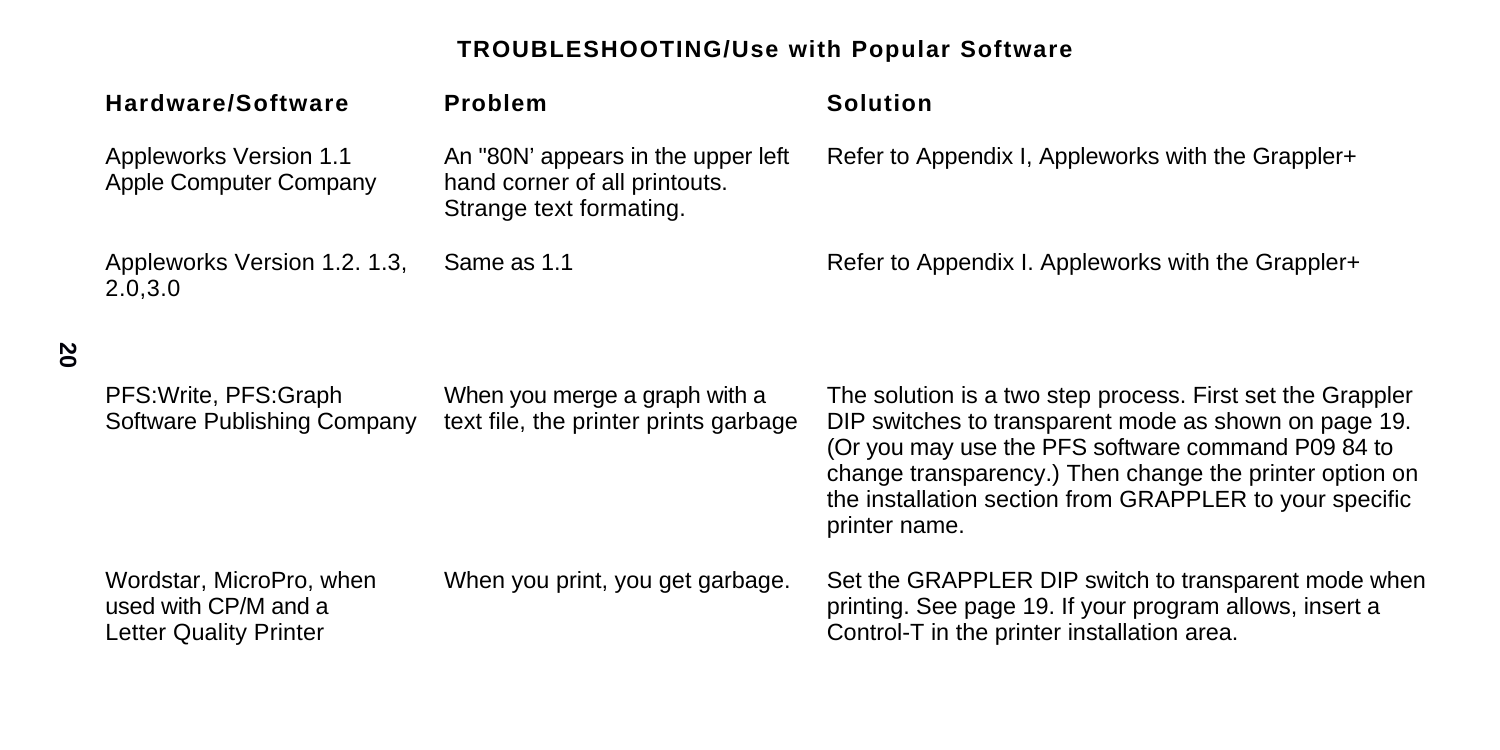## TROUBLESHOOTING/Use with Popular Software

| Hardware/Software | Problem | Solution |
|---|---|---|
| Appleworks Version 1.1 Apple Computer Company | An "80N' appears in the upper left hand corner of all printouts. Strange text formating. | Refer to Appendix I, Appleworks with the Grappler+ |
| Appleworks Version 1.2. 1.3, 2.0,3.0 | Same as 1.1 | Refer to Appendix I. Appleworks with the Grappler+ |
| PFS:Write, PFS:Graph Software Publishing Company | When you merge a graph with a text file, the printer prints garbage | The solution is a two step process. First set the Grappler DIP switches to transparent mode as shown on page 19. (Or you may use the PFS software command P09 84 to change transparency.) Then change the printer option on the installation section from GRAPPLER to your specific printer name. |
| Wordstar, MicroPro, when used with CP/M and a Letter Quality Printer | When you print, you get garbage. | Set the GRAPPLER DIP switch to transparent mode when printing. See page 19. If your program allows, insert a Control-T in the printer installation area. |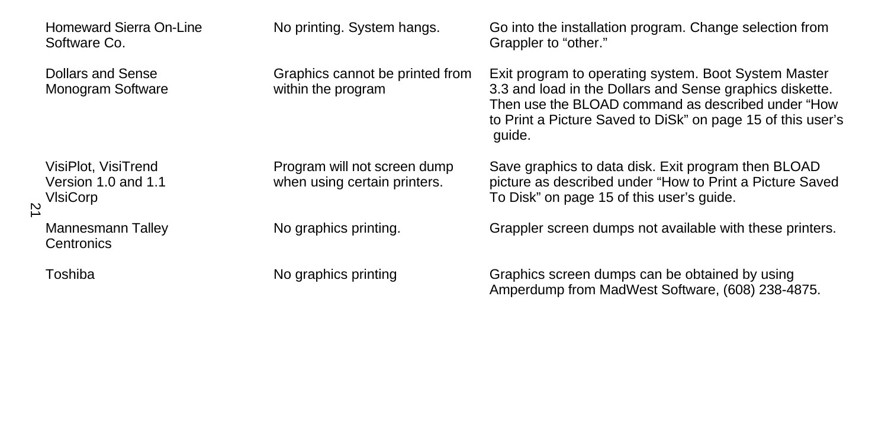| | | |
|---|---|---|
| Homeward Sierra On-Line Software Co. | No printing. System hangs. | Go into the installation program. Change selection from Grappler to "other." |
| Dollars and Sense Monogram Software | Graphics cannot be printed from within the program | Exit program to operating system. Boot System Master 3.3 and load in the Dollars and Sense graphics diskette. Then use the BLOAD command as described under "How to Print a Picture Saved to DiSk" on page 15 of this user's guide. |
| VisiPlot, VisiTrend Version 1.0 and 1.1 VlsiCorp | Program will not screen dump when using certain printers. | Save graphics to data disk. Exit program then BLOAD picture as described under "How to Print a Picture Saved To Disk" on page 15 of this user's guide. |
| Mannesmann Talley Centronics | No graphics printing. | Grappler screen dumps not available with these printers. |
| Toshiba | No graphics printing | Graphics screen dumps can be obtained by using Amperdump from MadWest Software, (608) 238-4875. |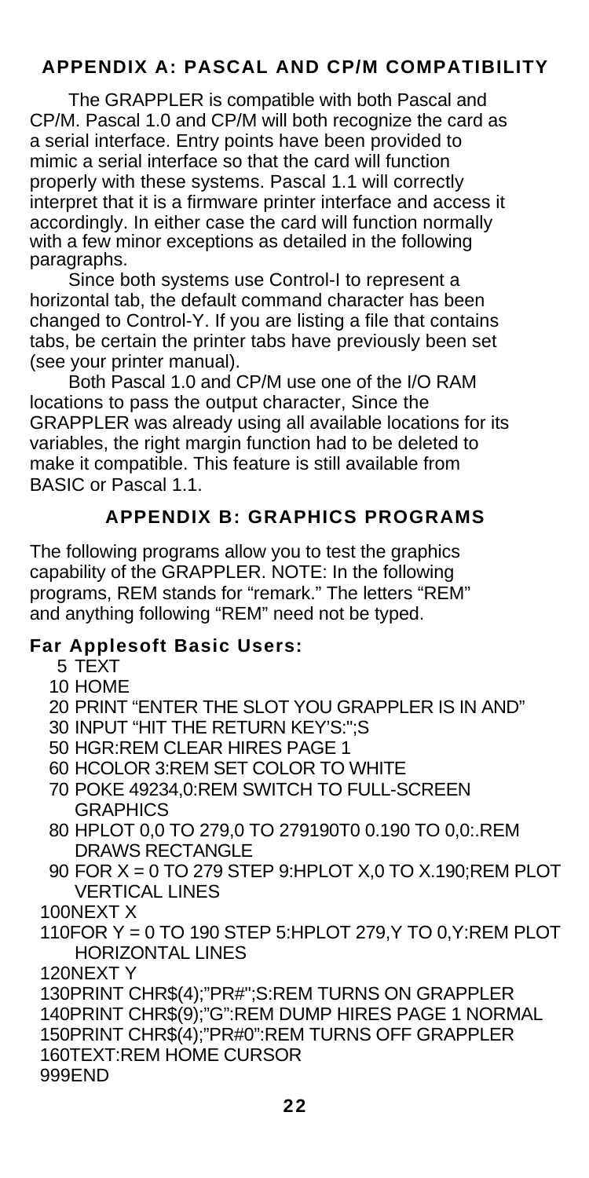## APPENDIX A: PASCAL AND CP/M COMPATIBILITY

The GRAPPLER is compatible with both Pascal and CP/M. Pascal 1.0 and CP/M will both recognize the card as a serial interface. Entry points have been provided to mimic a serial interface so that the card will function properly with these systems. Pascal 1.1 will correctly interpret that it is a firmware printer interface and access it accordingly. In either case the card will function normally with a few minor exceptions as detailed in the following paragraphs.

Since both systems use Control-I to represent a horizontal tab, the default command character has been changed to Control-Y. If you are listing a file that contains tabs, be certain the printer tabs have previously been set (see your printer manual).

Both Pascal 1.0 and CP/M use one of the I/O RAM locations to pass the output character, Since the GRAPPLER was already using all available locations for its variables, the right margin function had to be deleted to make it compatible. This feature is still available from BASIC or Pascal 1.1.

## APPENDIX B: GRAPHICS PROGRAMS

The following programs allow you to test the graphics capability of the GRAPPLER. NOTE: In the following programs, REM stands for "remark." The letters "REM" and anything following "REM" need not be typed.

**Far Applesoft Basic Users:**

```
  5 TEXT
 10 HOME
 20 PRINT "ENTER THE SLOT YOU GRAPPLER IS IN AND"
 30 INPUT "HIT THE RETURN KEY'S:";S
 50 HGR:REM CLEAR HIRES PAGE 1
 60 HCOLOR 3:REM SET COLOR TO WHITE
 70 POKE 49234,0:REM SWITCH TO FULL-SCREEN
    GRAPHICS
 80 HPLOT 0,0 TO 279,0 TO 279190T0 0.190 TO 0,0:.REM
    DRAWS RECTANGLE
 90 FOR X = 0 TO 279 STEP 9:HPLOT X,0 TO X.190;REM PLOT
    VERTICAL LINES
100NEXT X
110FOR Y = 0 TO 190 STEP 5:HPLOT 279,Y TO 0,Y:REM PLOT
    HORIZONTAL LINES
120NEXT Y
130PRINT CHR$(4);"PR#";S:REM TURNS ON GRAPPLER
140PRINT CHR$(9);"G":REM DUMP HIRES PAGE 1 NORMAL
150PRINT CHR$(4);"PR#0":REM TURNS OFF GRAPPLER
160TEXT:REM HOME CURSOR
999END
```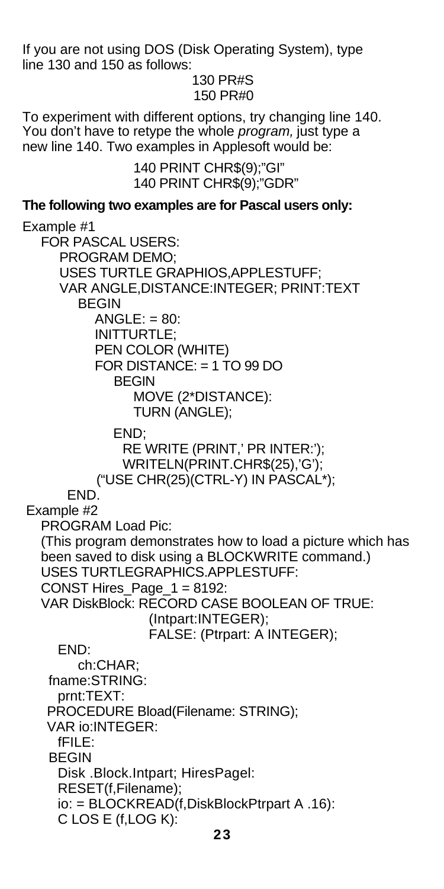If you are not using DOS (Disk Operating System), type line 130 and 150 as follows:

```
130 PR#S
150 PR#0
```

To experiment with different options, try changing line 140. You don't have to retype the whole *program,* just type a new line 140. Two examples in Applesoft would be:

```
140 PRINT CHR$(9);"GI"
140 PRINT CHR$(9);"GDR"
```

**The following two examples are for Pascal users only:**

Example #1

```
FOR PASCAL USERS:
   PROGRAM DEMO;
   USES TURTLE GRAPHIOS,APPLESTUFF;
   VAR ANGLE,DISTANCE:INTEGER; PRINT:TEXT
      BEGIN
         ANGLE: = 80:
         INITTURTLE;
         PEN COLOR (WHITE)
         FOR DISTANCE: = 1 TO 99 DO
            BEGIN
               MOVE (2*DISTANCE):
               TURN (ANGLE);
            END;
             RE WRITE (PRINT,' PR INTER:');
             WRITELN(PRINT.CHR$(25),'G');
         ("USE CHR(25)(CTRL-Y) IN PASCAL*);
   END.
```

Example #2

```
PROGRAM Load Pic:
(This program demonstrates how to load a picture which has
been saved to disk using a BLOCKWRITE command.)
USES TURTLEGRAPHICS.APPLESTUFF:
CONST Hires_Page_1 = 8192:
VAR DiskBlock: RECORD CASE BOOLEAN OF TRUE:
                (Intpart:INTEGER);
                FALSE: (Ptrpart: A INTEGER);
  END:
     ch:CHAR;
  fname:STRING:
   prnt:TEXT:
 PROCEDURE Bload(Filename: STRING);
 VAR io:INTEGER:
   fFILE:
 BEGIN
   Disk .Block.Intpart; HiresPagel:
   RESET(f,Filename);
   io: = BLOCKREAD(f,DiskBlockPtrpart A .16):
   C LOS E (f,LOG K):
```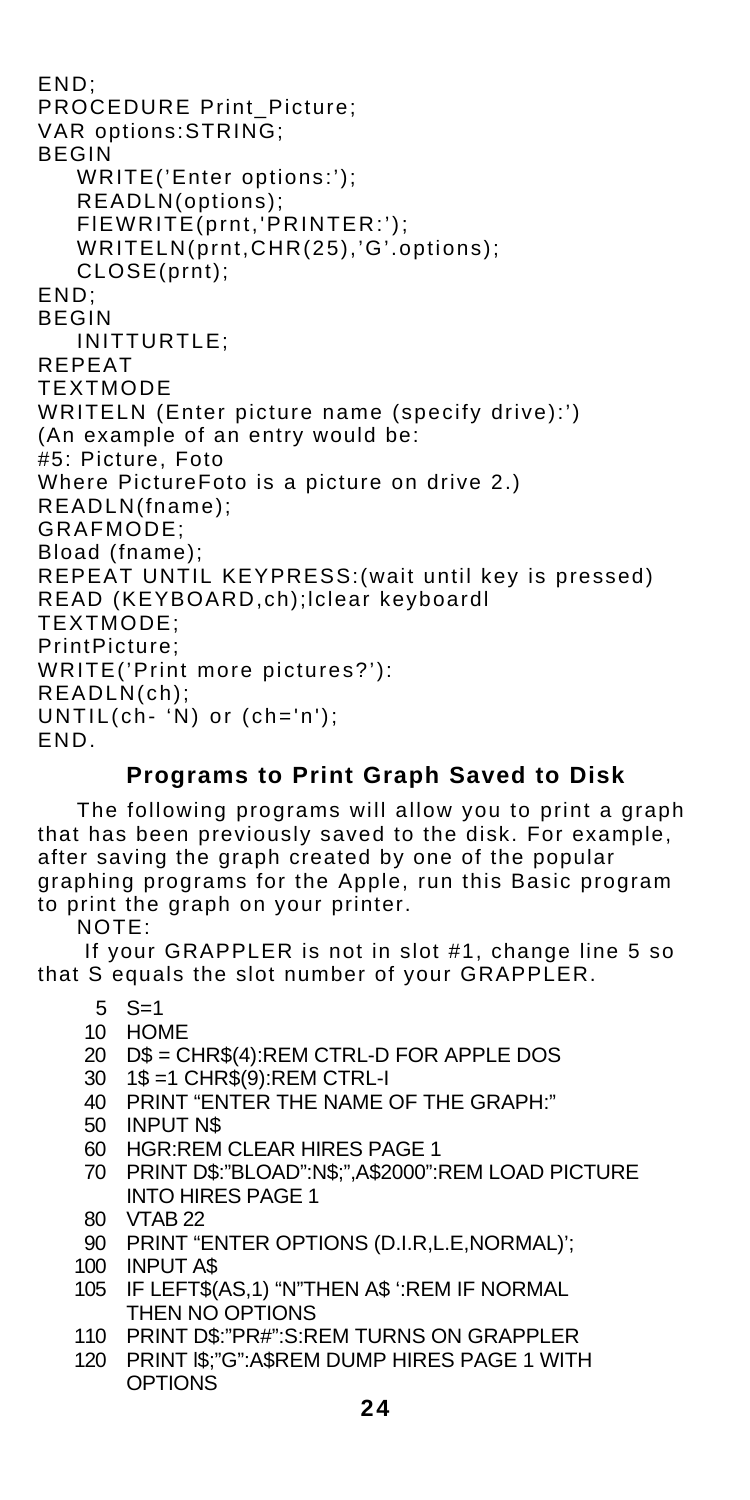```
END;
PROCEDURE Print_Picture;
VAR options:STRING;
BEGIN
   WRITE('Enter options:');
   READLN(options);
   FlEWRITE(prnt,'PRINTER:');
   WRITELN(prnt,CHR(25),'G'.options);
   CLOSE(prnt);
END;
BEGIN
   INITTURTLE;
REPEAT
TEXTMODE
WRITELN (Enter picture name (specify drive):')
(An example of an entry would be:
#5: Picture, Foto
Where PictureFoto is a picture on drive 2.)
READLN(fname);
GRAFMODE;
Bload (fname);
REPEAT UNTIL KEYPRESS:(wait until key is pressed)
READ (KEYBOARD,ch);lclear keyboardl
TEXTMODE;
PrintPicture;
WRITE('Print more pictures?'):
READLN(ch);
UNTIL(ch- 'N) or (ch='n');
END.
```

## Programs to Print Graph Saved to Disk

The following programs will allow you to print a graph that has been previously saved to the disk. For example, after saving the graph created by one of the popular graphing programs for the Apple, run this Basic program to print the graph on your printer.

NOTE:

If your GRAPPLER is not in slot #1, change line 5 so that S equals the slot number of your GRAPPLER.

```
  5  S=1
 10  HOME
 20  D$ = CHR$(4):REM CTRL-D FOR APPLE DOS
 30  1$ =1 CHR$(9):REM CTRL-I
 40  PRINT "ENTER THE NAME OF THE GRAPH:"
 50  INPUT N$
 60  HGR:REM CLEAR HIRES PAGE 1
 70  PRINT D$:"BLOAD":N$;",A$2000":REM LOAD PICTURE
     INTO HIRES PAGE 1
 80  VTAB 22
 90  PRINT "ENTER OPTIONS (D.I.R,L.E,NORMAL)';
100  INPUT A$
105  IF LEFT$(AS,1) "N"THEN A$ ':REM IF NORMAL
     THEN NO OPTIONS
110  PRINT D$:"PR#":S:REM TURNS ON GRAPPLER
120  PRINT I$;"G":A$REM DUMP HIRES PAGE 1 WITH
     OPTIONS
```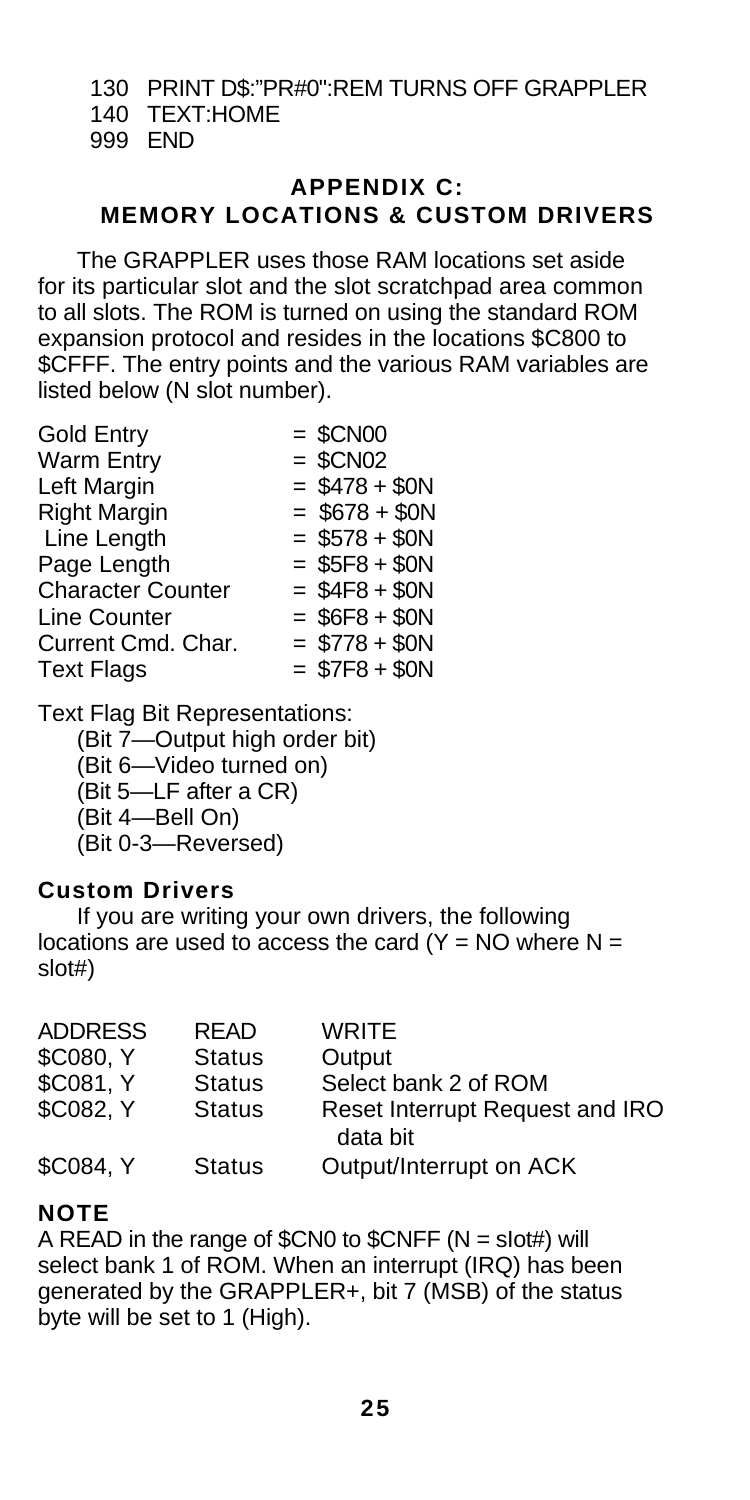```
130 PRINT D$:"PR#0":REM TURNS OFF GRAPPLER
140 TEXT:HOME
999 END
```

## APPENDIX C: MEMORY LOCATIONS & CUSTOM DRIVERS

The GRAPPLER uses those RAM locations set aside for its particular slot and the slot scratchpad area common to all slots. The ROM is turned on using the standard ROM expansion protocol and resides in the locations $C800 to $CFFF. The entry points and the various RAM variables are listed below (N slot number).

| | |
|---|---|
| Gold Entry | = $CN00 |
| Warm Entry | = $CN02 |
| Left Margin | = $478 + $0N |
| Right Margin | = $678 + $0N |
| Line Length | = $578 + $0N |
| Page Length | = $5F8 + $0N |
| Character Counter | = $4F8 + $0N |
| Line Counter | = $6F8 + $0N |
| Current Cmd. Char. | = $778 + $0N |
| Text Flags | = $7F8 + $0N |

Text Flag Bit Representations:

(Bit 7—Output high order bit)
(Bit 6—Video turned on)
(Bit 5—LF after a CR)
(Bit 4—Bell On)
(Bit 0-3—Reversed)

### Custom Drivers

If you are writing your own drivers, the following locations are used to access the card (Y = NO where N = slot#)

| ADDRESS | READ | WRITE |
|---|---|---|
| $C080, Y | Status | Output |
| $C081, Y | Status | Select bank 2 of ROM |
| $C082, Y | Status | Reset Interrupt Request and IRO data bit |
| $C084, Y | Status | Output/Interrupt on ACK |

### NOTE

A READ in the range of $CN0 to $CNFF (N = slot#) will select bank 1 of ROM. When an interrupt (IRQ) has been generated by the GRAPPLER+, bit 7 (MSB) of the status byte will be set to 1 (High).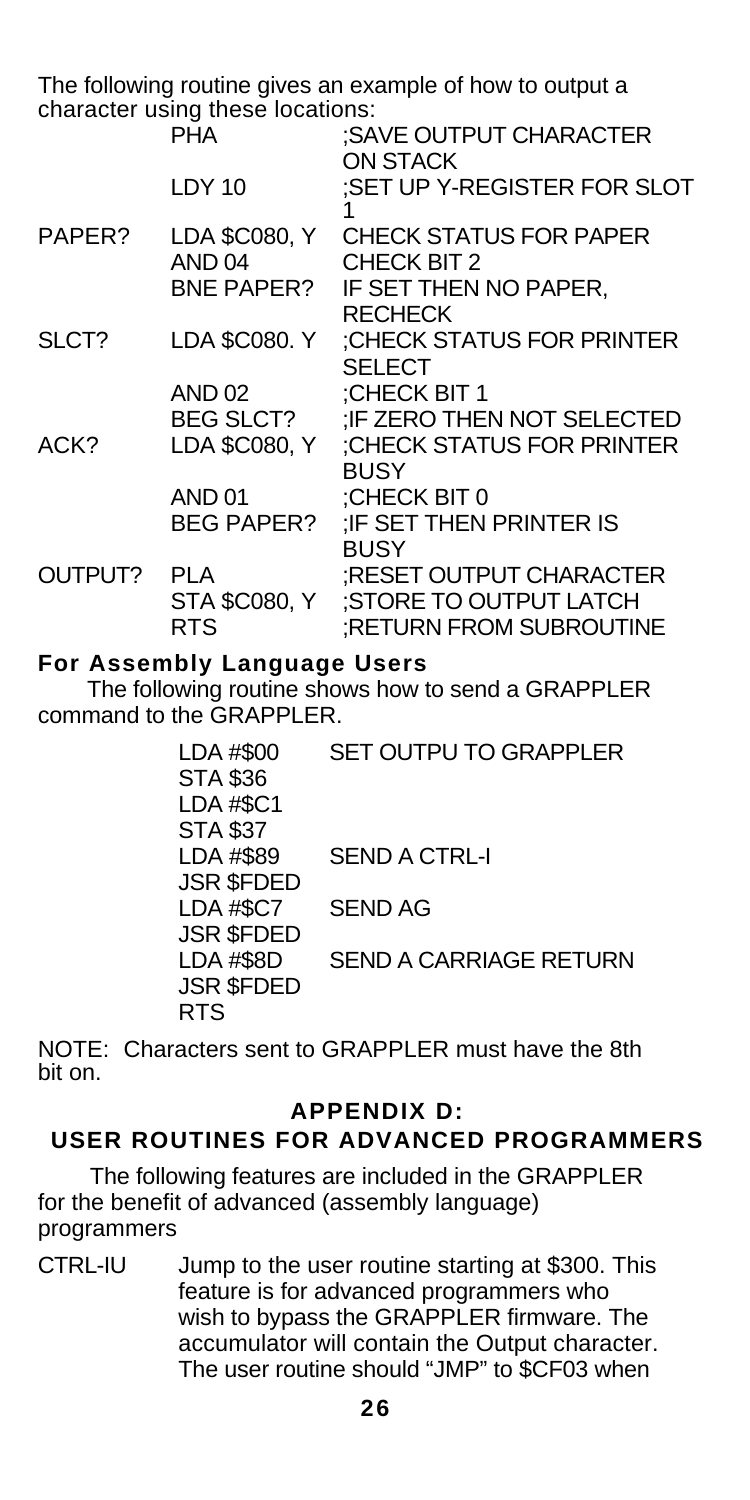The following routine gives an example of how to output a character using these locations:

```
         PHA            ;SAVE OUTPUT CHARACTER
                         ON STACK
         LDY 10         ;SET UP Y-REGISTER FOR SLOT
                         1
PAPER?   LDA $C080, Y   CHECK STATUS FOR PAPER
         AND 04         CHECK BIT 2
         BNE PAPER?     IF SET THEN NO PAPER,
                         RECHECK
SLCT?    LDA $C080. Y   ;CHECK STATUS FOR PRINTER
                         SELECT
         AND 02         ;CHECK BIT 1
         BEG SLCT?      ;IF ZERO THEN NOT SELECTED
ACK?     LDA $C080, Y   ;CHECK STATUS FOR PRINTER
                         BUSY
         AND 01         ;CHECK BIT 0
         BEG PAPER?     ;IF SET THEN PRINTER IS
                         BUSY
OUTPUT?  PLA            ;RESET OUTPUT CHARACTER
         STA $C080, Y   ;STORE TO OUTPUT LATCH
         RTS            ;RETURN FROM SUBROUTINE
```

### For Assembly Language Users

The following routine shows how to send a GRAPPLER command to the GRAPPLER.

```
LDA #$00     SET OUTPU TO GRAPPLER
STA $36
LDA #$C1
STA $37
LDA #$89     SEND A CTRL-I
JSR $FDED
LDA #$C7     SEND AG
JSR $FDED
LDA #$8D     SEND A CARRIAGE RETURN
JSR $FDED
RTS
```

NOTE: Characters sent to GRAPPLER must have the 8th bit on.

## APPENDIX D: USER ROUTINES FOR ADVANCED PROGRAMMERS

The following features are included in the GRAPPLER for the benefit of advanced (assembly language) programmers

CTRL-IU  Jump to the user routine starting at $300. This feature is for advanced programmers who wish to bypass the GRAPPLER firmware. The accumulator will contain the Output character. The user routine should "JMP" to $CF03 when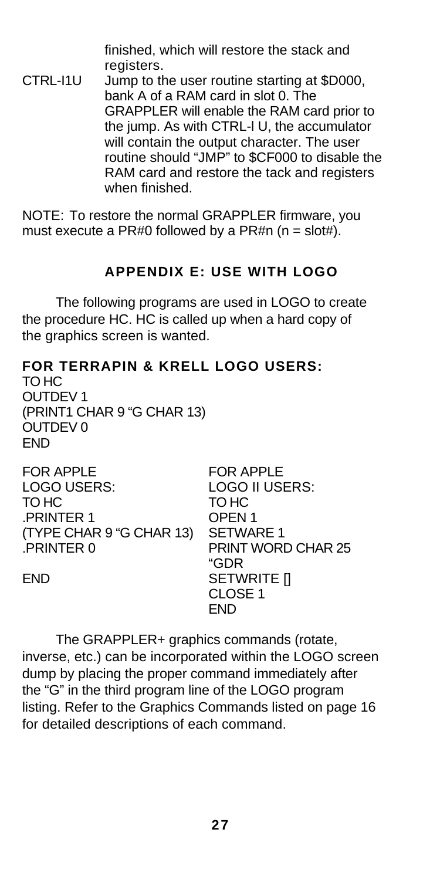finished, which will restore the stack and registers.

CTRL-I1U Jump to the user routine starting at $D000, bank A of a RAM card in slot 0. The GRAPPLER will enable the RAM card prior to the jump. As with CTRL-I U, the accumulator will contain the output character. The user routine should "JMP" to $CF000 to disable the RAM card and restore the tack and registers when finished.

NOTE: To restore the normal GRAPPLER firmware, you must execute a PR#0 followed by a PR#n (n = slot#).

## APPENDIX E: USE WITH LOGO

The following programs are used in LOGO to create the procedure HC. HC is called up when a hard copy of the graphics screen is wanted.

**FOR TERRAPIN & KRELL LOGO USERS:**

```
TO HC
OUTDEV 1
(PRINT1 CHAR 9 "G CHAR 13)
OUTDEV 0
END
```

FOR APPLE LOGO USERS:

```
TO HC
.PRINTER 1
(TYPE CHAR 9 "G CHAR 13)
.PRINTER 0
END
```

FOR APPLE LOGO II USERS:

```
TO HC
OPEN 1
SETWARE 1
PRINT WORD CHAR 25
"GDR
SETWRITE []
CLOSE 1
END
```

The GRAPPLER+ graphics commands (rotate, inverse, etc.) can be incorporated within the LOGO screen dump by placing the proper command immediately after the "G" in the third program line of the LOGO program listing. Refer to the Graphics Commands listed on page 16 for detailed descriptions of each command.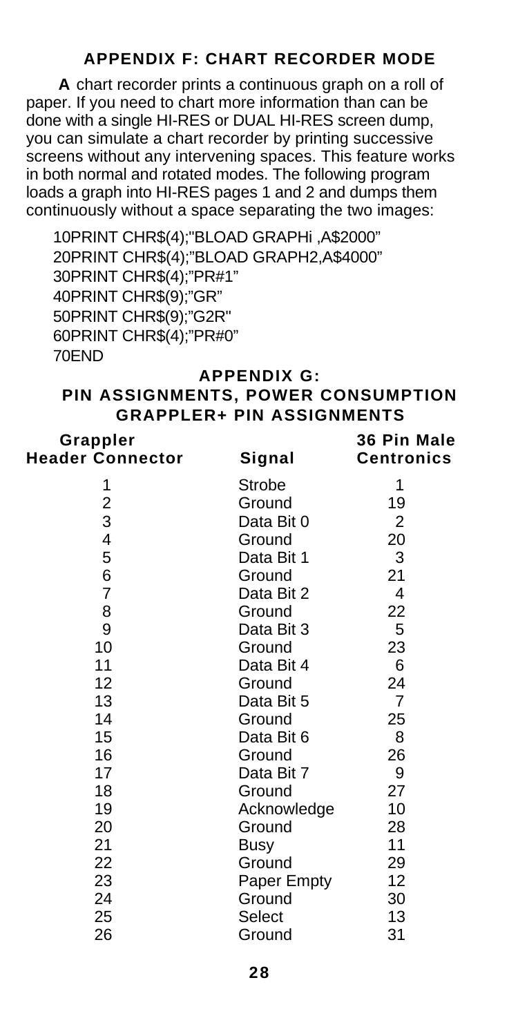## APPENDIX F: CHART RECORDER MODE

**A** chart recorder prints a continuous graph on a roll of paper. If you need to chart more information than can be done with a single HI-RES or DUAL HI-RES screen dump, you can simulate a chart recorder by printing successive screens without any intervening spaces. This feature works in both normal and rotated modes. The following program loads a graph into HI-RES pages 1 and 2 and dumps them continuously without a space separating the two images:

```
10PRINT CHR$(4);"BLOAD GRAPHi ,A$2000"
20PRINT CHR$(4);"BLOAD GRAPH2,A$4000"
30PRINT CHR$(4);"PR#1"
40PRINT CHR$(9);"GR"
50PRINT CHR$(9);"G2R"
60PRINT CHR$(4);"PR#0"
70END
```

## APPENDIX G: PIN ASSIGNMENTS, POWER CONSUMPTION

### GRAPPLER+ PIN ASSIGNMENTS

| Grappler Header Connector | Signal | 36 Pin Male Centronics |
|---|---|---|
| 1 | Strobe | 1 |
| 2 | Ground | 19 |
| 3 | Data Bit 0 | 2 |
| 4 | Ground | 20 |
| 5 | Data Bit 1 | 3 |
| 6 | Ground | 21 |
| 7 | Data Bit 2 | 4 |
| 8 | Ground | 22 |
| 9 | Data Bit 3 | 5 |
| 10 | Ground | 23 |
| 11 | Data Bit 4 | 6 |
| 12 | Ground | 24 |
| 13 | Data Bit 5 | 7 |
| 14 | Ground | 25 |
| 15 | Data Bit 6 | 8 |
| 16 | Ground | 26 |
| 17 | Data Bit 7 | 9 |
| 18 | Ground | 27 |
| 19 | Acknowledge | 10 |
| 20 | Ground | 28 |
| 21 | Busy | 11 |
| 22 | Ground | 29 |
| 23 | Paper Empty | 12 |
| 24 | Ground | 30 |
| 25 | Select | 13 |
| 26 | Ground | 31 |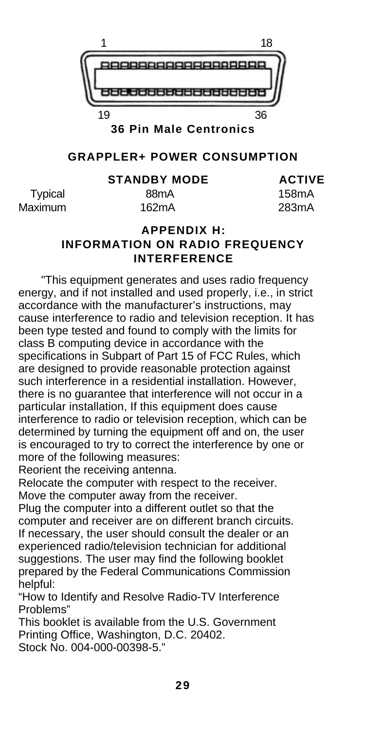1 18

19 36

**36 Pin Male Centronics**

## GRAPPLER+ POWER CONSUMPTION

| | STANDBY MODE | ACTIVE |
|---|---|---|
| Typical | 88mA | 158mA |
| Maximum | 162mA | 283mA |

## APPENDIX H: INFORMATION ON RADIO FREQUENCY INTERFERENCE

"This equipment generates and uses radio frequency energy, and if not installed and used properly, i.e., in strict accordance with the manufacturer's instructions, may cause interference to radio and television reception. It has been type tested and found to comply with the limits for class B computing device in accordance with the specifications in Subpart of Part 15 of FCC Rules, which are designed to provide reasonable protection against such interference in a residential installation. However, there is no guarantee that interference will not occur in a particular installation, If this equipment does cause interference to radio or television reception, which can be determined by turning the equipment off and on, the user is encouraged to try to correct the interference by one or more of the following measures:

Reorient the receiving antenna.

Relocate the computer with respect to the receiver.

Move the computer away from the receiver.

Plug the computer into a different outlet so that the computer and receiver are on different branch circuits.

If necessary, the user should consult the dealer or an experienced radio/television technician for additional suggestions. The user may find the following booklet prepared by the Federal Communications Commission helpful:

"How to Identify and Resolve Radio-TV Interference Problems"

This booklet is available from the U.S. Government Printing Office, Washington, D.C. 20402.

Stock No. 004-000-00398-5."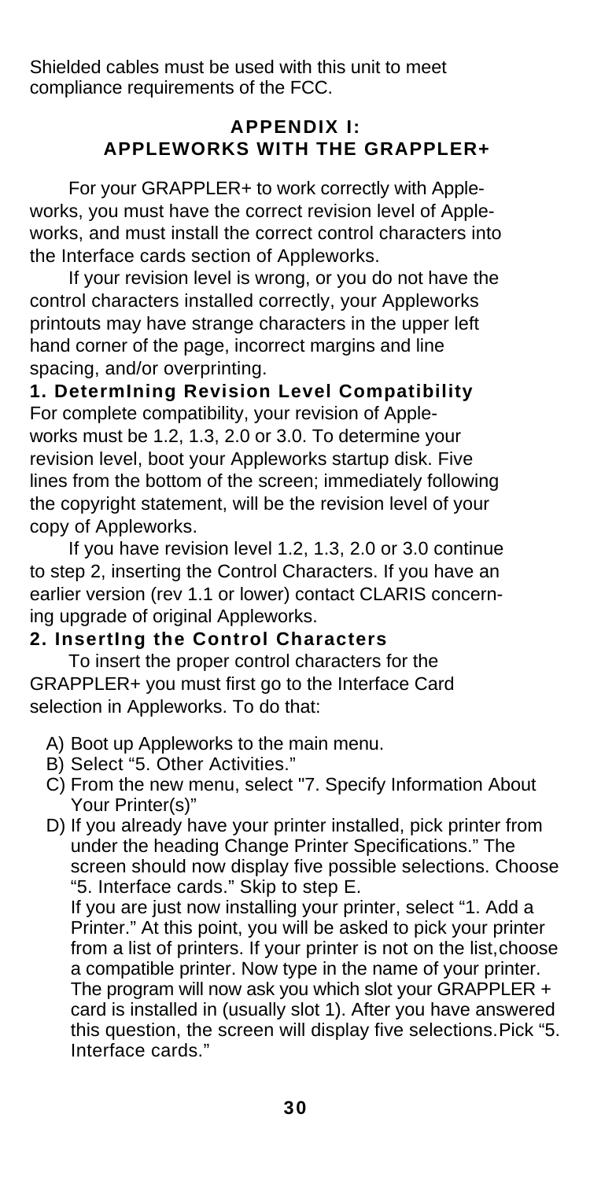Shielded cables must be used with this unit to meet compliance requirements of the FCC.

## APPENDIX I: APPLEWORKS WITH THE GRAPPLER+

For your GRAPPLER+ to work correctly with Appleworks, you must have the correct revision level of Appleworks, and must install the correct control characters into the Interface cards section of Appleworks.

If your revision level is wrong, or you do not have the control characters installed correctly, your Appleworks printouts may have strange characters in the upper left hand corner of the page, incorrect margins and line spacing, and/or overprinting.

### 1. DetermIning Revision Level Compatibility

For complete compatibility, your revision of Appleworks must be 1.2, 1.3, 2.0 or 3.0. To determine your revision level, boot your Appleworks startup disk. Five lines from the bottom of the screen; immediately following the copyright statement, will be the revision level of your copy of Appleworks.

If you have revision level 1.2, 1.3, 2.0 or 3.0 continue to step 2, inserting the Control Characters. If you have an earlier version (rev 1.1 or lower) contact CLARIS concerning upgrade of original Appleworks.

### 2. InsertIng the Control Characters

To insert the proper control characters for the GRAPPLER+ you must first go to the Interface Card selection in Appleworks. To do that:

A) Boot up Appleworks to the main menu.

B) Select "5. Other Activities."

C) From the new menu, select "7. Specify Information About Your Printer(s)"

D) If you already have your printer installed, pick printer from under the heading Change Printer Specifications." The screen should now display five possible selections. Choose "5. Interface cards." Skip to step E.
If you are just now installing your printer, select "1. Add a Printer." At this point, you will be asked to pick your printer from a list of printers. If your printer is not on the list,choose a compatible printer. Now type in the name of your printer. The program will now ask you which slot your GRAPPLER + card is installed in (usually slot 1). After you have answered this question, the screen will display five selections.Pick "5. Interface cards."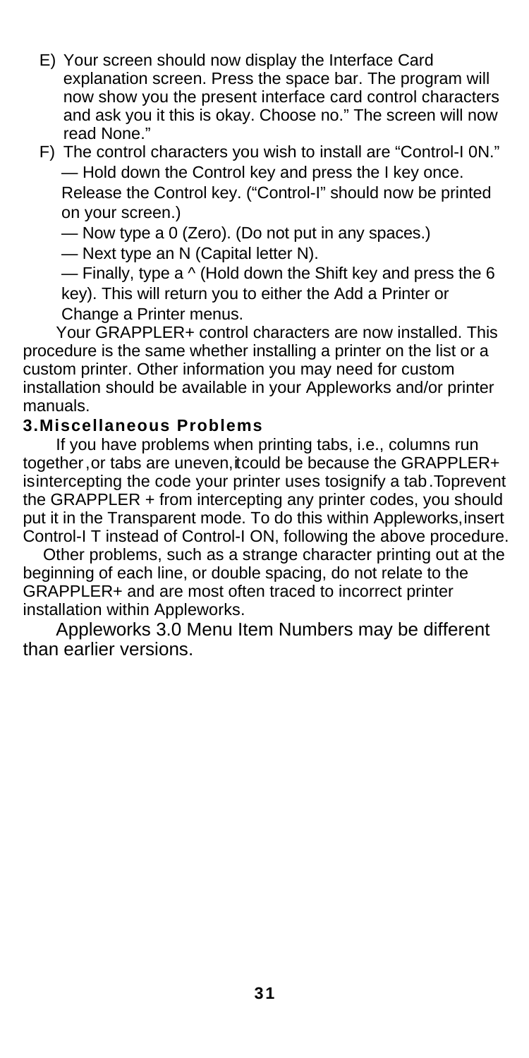E) Your screen should now display the Interface Card explanation screen. Press the space bar. The program will now show you the present interface card control characters and ask you it this is okay. Choose no." The screen will now read None."

F) The control characters you wish to install are "Control-I 0N."
   — Hold down the Control key and press the I key once. Release the Control key. ("Control-I" should now be printed on your screen.)
   — Now type a 0 (Zero). (Do not put in any spaces.)
   — Next type an N (Capital letter N).
   — Finally, type a ^ (Hold down the Shift key and press the 6 key). This will return you to either the Add a Printer or Change a Printer menus.

Your GRAPPLER+ control characters are now installed. This procedure is the same whether installing a printer on the list or a custom printer. Other information you may need for custom installation should be available in your Appleworks and/or printer manuals.

### 3.Miscellaneous Problems

If you have problems when printing tabs, i.e., columns run together,or tabs are uneven,itcould be because the GRAPPLER+ isintercepting the code your printer uses tosignify a tab.Toprevent the GRAPPLER + from intercepting any printer codes, you should put it in the Transparent mode. To do this within Appleworks,insert Control-I T instead of Control-I ON, following the above procedure.

Other problems, such as a strange character printing out at the beginning of each line, or double spacing, do not relate to the GRAPPLER+ and are most often traced to incorrect printer installation within Appleworks.

Appleworks 3.0 Menu Item Numbers may be different than earlier versions.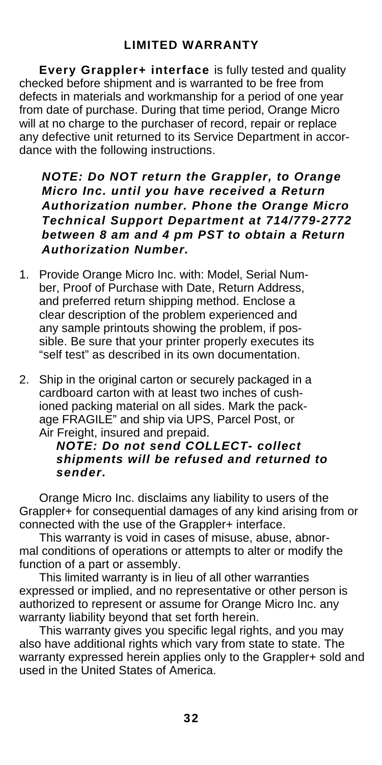## LIMITED WARRANTY

**Every Grappler+ interface** is fully tested and quality checked before shipment and is warranted to be free from defects in materials and workmanship for a period of one year from date of purchase. During that time period, Orange Micro will at no charge to the purchaser of record, repair or replace any defective unit returned to its Service Department in accordance with the following instructions.

***NOTE: Do NOT return the Grappler, to Orange Micro Inc. until you have received a Return Authorization number. Phone the Orange Micro Technical Support Department at 714/779-2772 between 8 am and 4 pm PST to obtain a Return Authorization Number.***

1. Provide Orange Micro Inc. with: Model, Serial Number, Proof of Purchase with Date, Return Address, and preferred return shipping method. Enclose a clear description of the problem experienced and any sample printouts showing the problem, if possible. Be sure that your printer properly executes its "self test" as described in its own documentation.

2. Ship in the original carton or securely packaged in a cardboard carton with at least two inches of cushioned packing material on all sides. Mark the package FRAGILE" and ship via UPS, Parcel Post, or Air Freight, insured and prepaid.
   ***NOTE: Do not send COLLECT- collect shipments will be refused and returned to sender.***

Orange Micro Inc. disclaims any liability to users of the Grappler+ for consequential damages of any kind arising from or connected with the use of the Grappler+ interface.

This warranty is void in cases of misuse, abuse, abnormal conditions of operations or attempts to alter or modify the function of a part or assembly.

This limited warranty is in lieu of all other warranties expressed or implied, and no representative or other person is authorized to represent or assume for Orange Micro Inc. any warranty liability beyond that set forth herein.

This warranty gives you specific legal rights, and you may also have additional rights which vary from state to state. The warranty expressed herein applies only to the Grappler+ sold and used in the United States of America.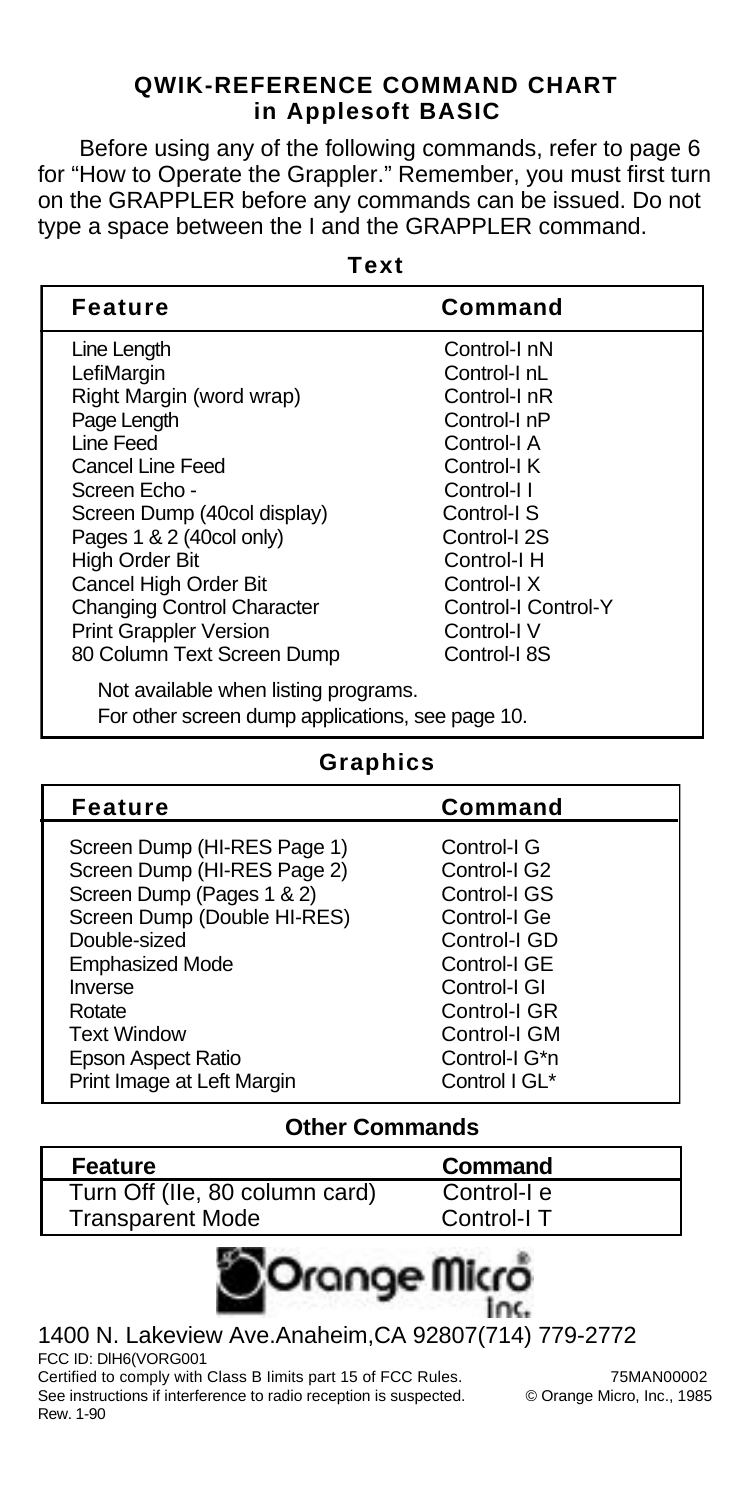## QWIK-REFERENCE COMMAND CHART in Applesoft BASIC

Before using any of the following commands, refer to page 6 for "How to Operate the Grappler." Remember, you must first turn on the GRAPPLER before any commands can be issued. Do not type a space between the I and the GRAPPLER command.

### Text

| Feature | Command |
| --- | --- |
| Line Length | Control-I nN |
| LefiMargin | Control-I nL |
| Right Margin (word wrap) | Control-I nR |
| Page Length | Control-I nP |
| Line Feed | Control-I A |
| Cancel Line Feed | Control-I K |
| Screen Echo - | Control-I I |
| Screen Dump (40col display) | Control-I S |
| Pages 1 & 2 (40col only) | Control-I 2S |
| High Order Bit | Control-I H |
| Cancel High Order Bit | Control-I X |
| Changing Control Character | Control-I Control-Y |
| Print Grappler Version | Control-I V |
| 80 Column Text Screen Dump | Control-I 8S |

Not available when listing programs.
For other screen dump applications, see page 10.

### Graphics

| Feature | Command |
| --- | --- |
| Screen Dump (HI-RES Page 1) | Control-I G |
| Screen Dump (HI-RES Page 2) | Control-I G2 |
| Screen Dump (Pages 1 & 2) | Control-I GS |
| Screen Dump (Double HI-RES) | Control-I Ge |
| Double-sized | Control-I GD |
| Emphasized Mode | Control-I GE |
| Inverse | Control-I GI |
| Rotate | Control-I GR |
| Text Window | Control-I GM |
| Epson Aspect Ratio | Control-I G*n |
| Print Image at Left Margin | Control I GL* |

### Other Commands

| Feature | Command |
| --- | --- |
| Turn Off (IIe, 80 column card) | Control-I e |
| Transparent Mode | Control-I T |

Orange Micro Inc.

1400 N. Lakeview Ave.Anaheim,CA 92807(714) 779-2772

FCC ID: DIH6(VORG001
Certified to comply with Class B limits part 15 of FCC Rules.
See instructions if interference to radio reception is suspected.
Rev. 1-90

75MAN00002
© Orange Micro, Inc., 1985